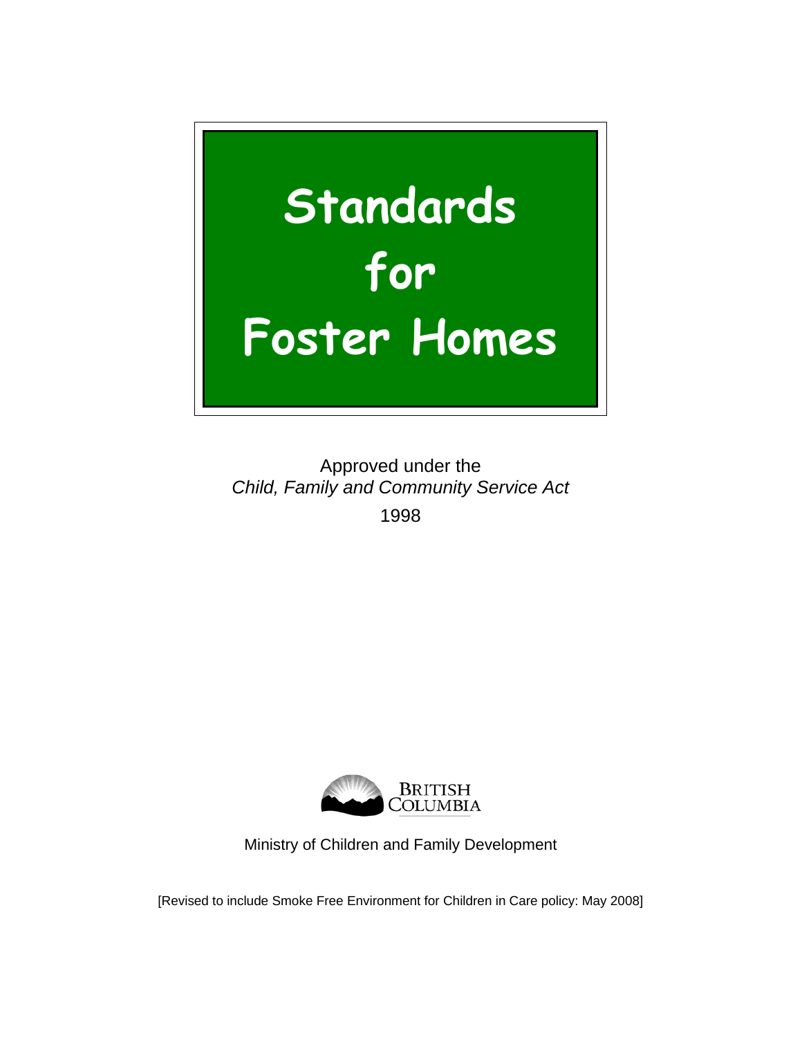# Standards for Foster Homes

Approved under the
*Child, Family and Community Service Act*
1998

BRITISH COLUMBIA

Ministry of Children and Family Development

[Revised to include Smoke Free Environment for Children in Care policy: May 2008]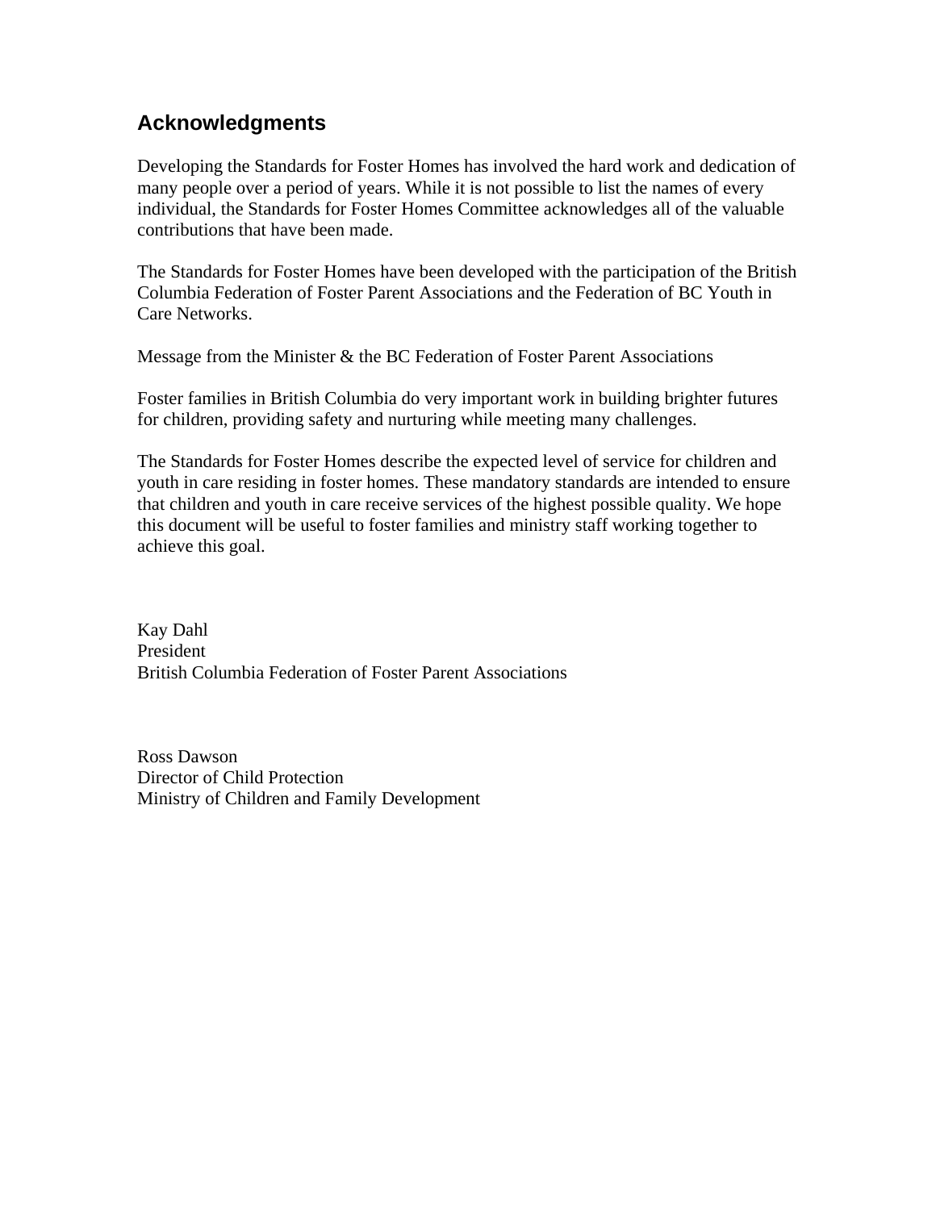## Acknowledgments

Developing the Standards for Foster Homes has involved the hard work and dedication of many people over a period of years. While it is not possible to list the names of every individual, the Standards for Foster Homes Committee acknowledges all of the valuable contributions that have been made.

The Standards for Foster Homes have been developed with the participation of the British Columbia Federation of Foster Parent Associations and the Federation of BC Youth in Care Networks.

Message from the Minister & the BC Federation of Foster Parent Associations

Foster families in British Columbia do very important work in building brighter futures for children, providing safety and nurturing while meeting many challenges.

The Standards for Foster Homes describe the expected level of service for children and youth in care residing in foster homes. These mandatory standards are intended to ensure that children and youth in care receive services of the highest possible quality. We hope this document will be useful to foster families and ministry staff working together to achieve this goal.

Kay Dahl
President
British Columbia Federation of Foster Parent Associations

Ross Dawson
Director of Child Protection
Ministry of Children and Family Development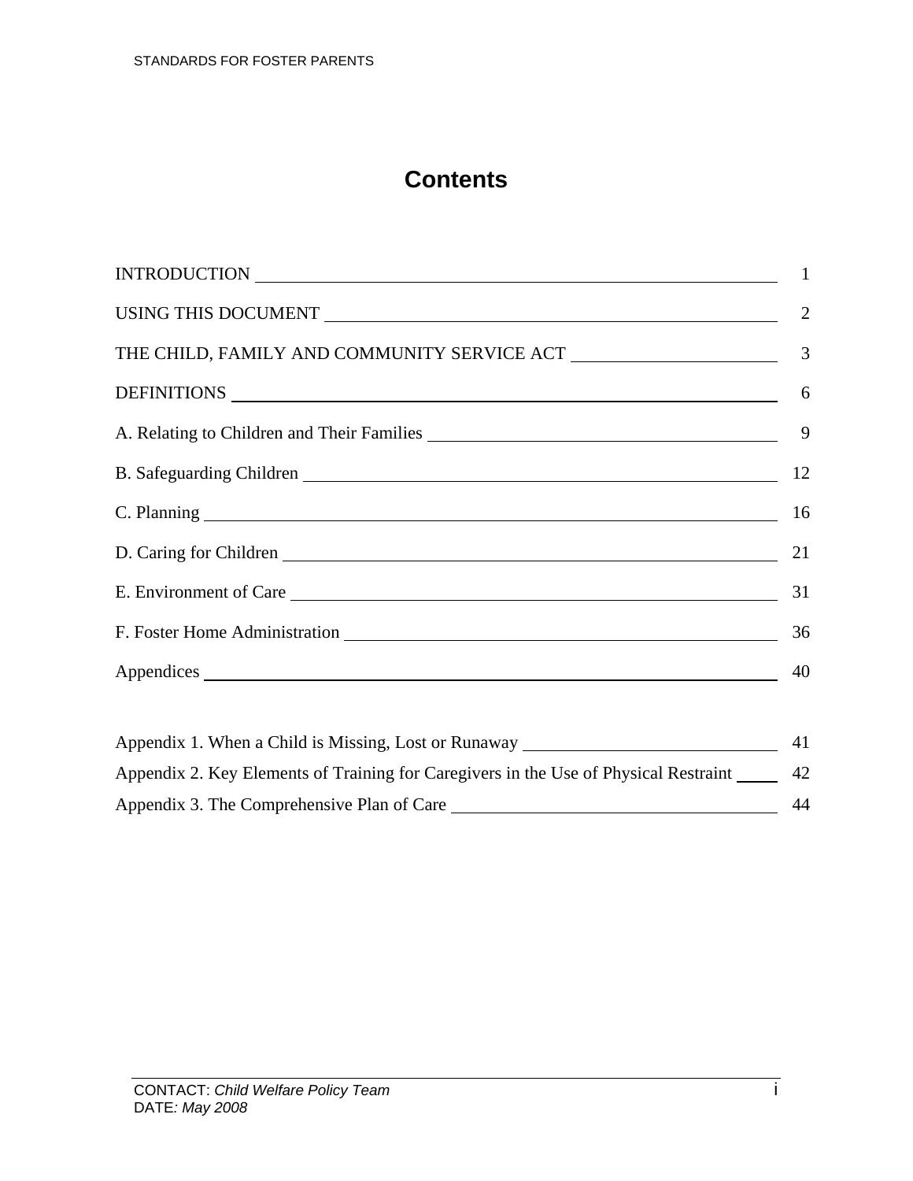# Contents

| | |
|---|---|
| INTRODUCTION | 1 |
| USING THIS DOCUMENT | 2 |
| THE CHILD, FAMILY AND COMMUNITY SERVICE ACT | 3 |
| DEFINITIONS | 6 |
| A. Relating to Children and Their Families | 9 |
| B. Safeguarding Children | 12 |
| C. Planning | 16 |
| D. Caring for Children | 21 |
| E. Environment of Care | 31 |
| F. Foster Home Administration | 36 |
| Appendices | 40 |

| | |
|---|---|
| Appendix 1. When a Child is Missing, Lost or Runaway | 41 |
| Appendix 2. Key Elements of Training for Caregivers in the Use of Physical Restraint | 42 |
| Appendix 3. The Comprehensive Plan of Care | 44 |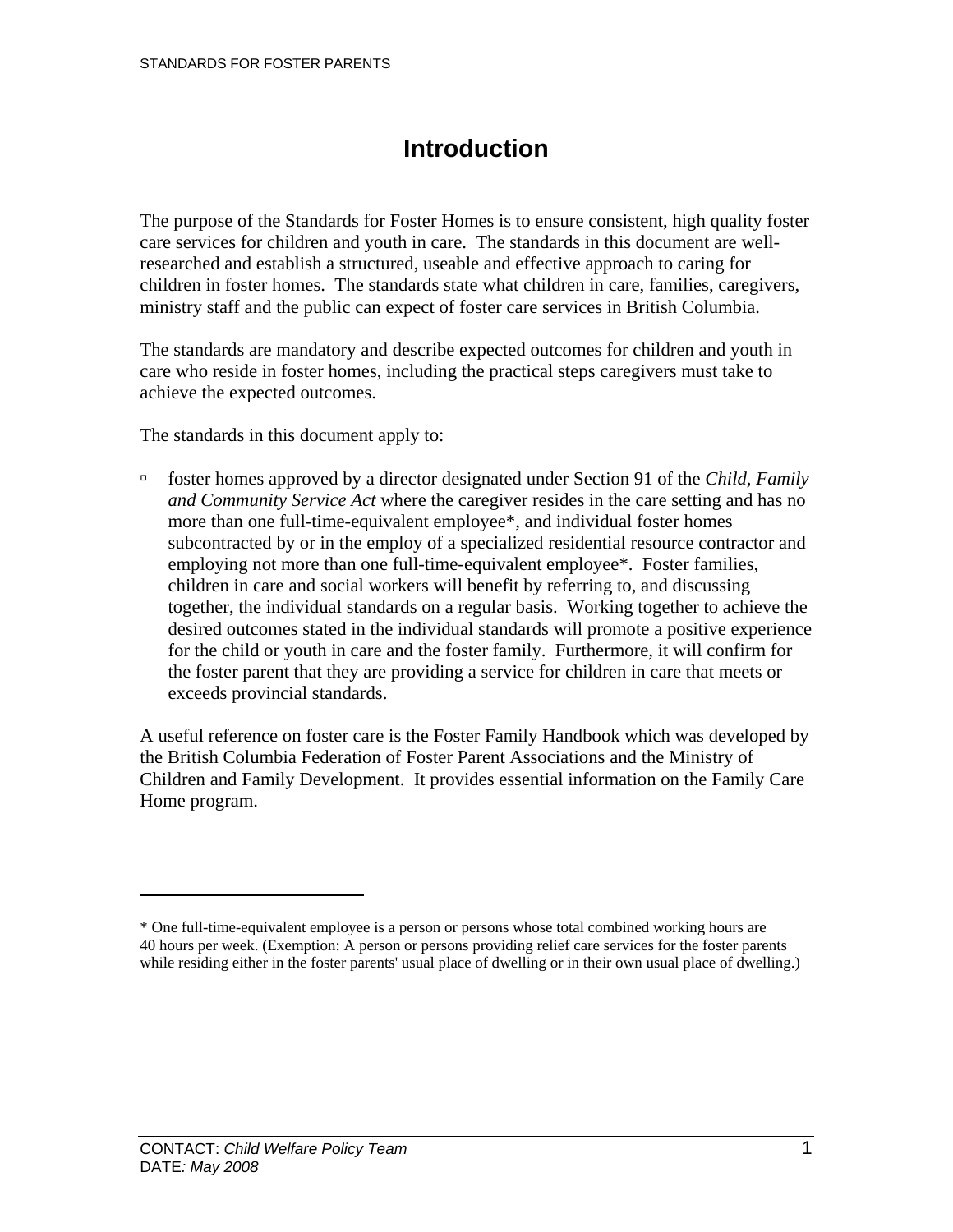# Introduction

The purpose of the Standards for Foster Homes is to ensure consistent, high quality foster care services for children and youth in care. The standards in this document are well-researched and establish a structured, useable and effective approach to caring for children in foster homes. The standards state what children in care, families, caregivers, ministry staff and the public can expect of foster care services in British Columbia.

The standards are mandatory and describe expected outcomes for children and youth in care who reside in foster homes, including the practical steps caregivers must take to achieve the expected outcomes.

The standards in this document apply to:

- foster homes approved by a director designated under Section 91 of the *Child, Family and Community Service Act* where the caregiver resides in the care setting and has no more than one full-time-equivalent employee*, and individual foster homes subcontracted by or in the employ of a specialized residential resource contractor and employing not more than one full-time-equivalent employee*. Foster families, children in care and social workers will benefit by referring to, and discussing together, the individual standards on a regular basis. Working together to achieve the desired outcomes stated in the individual standards will promote a positive experience for the child or youth in care and the foster family. Furthermore, it will confirm for the foster parent that they are providing a service for children in care that meets or exceeds provincial standards.

A useful reference on foster care is the Foster Family Handbook which was developed by the British Columbia Federation of Foster Parent Associations and the Ministry of Children and Family Development. It provides essential information on the Family Care Home program.

---

* One full-time-equivalent employee is a person or persons whose total combined working hours are 40 hours per week. (Exemption: A person or persons providing relief care services for the foster parents while residing either in the foster parents' usual place of dwelling or in their own usual place of dwelling.)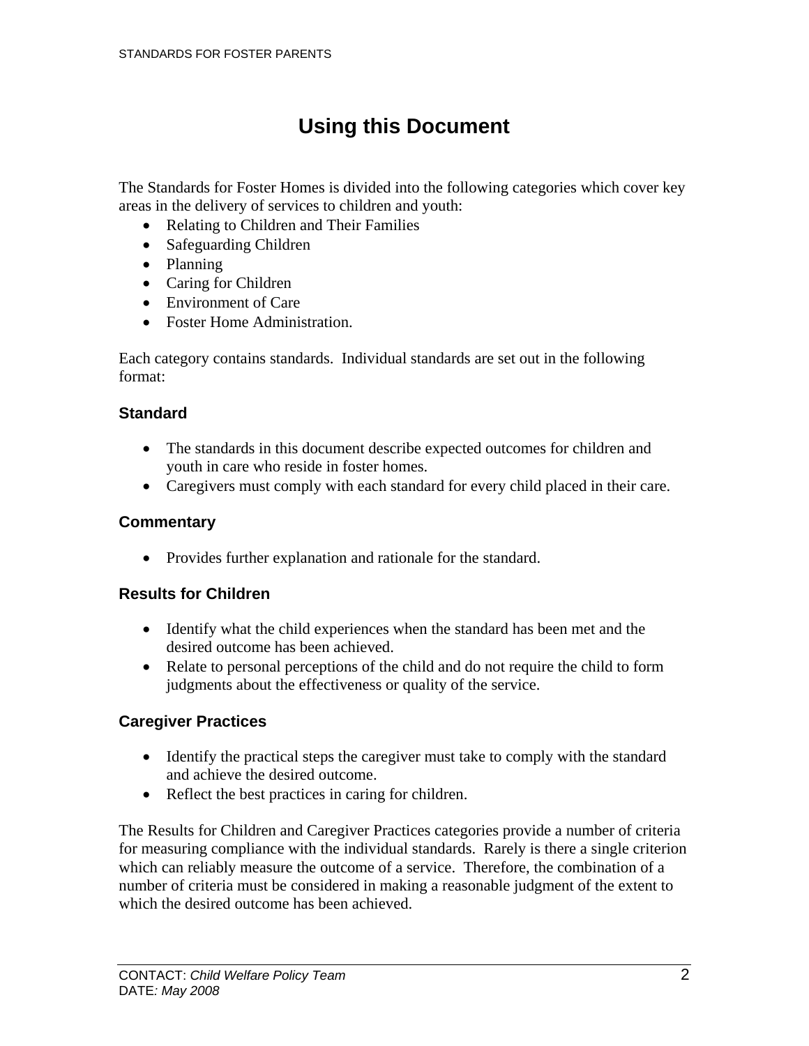# Using this Document

The Standards for Foster Homes is divided into the following categories which cover key areas in the delivery of services to children and youth:

- Relating to Children and Their Families
- Safeguarding Children
- Planning
- Caring for Children
- Environment of Care
- Foster Home Administration.

Each category contains standards. Individual standards are set out in the following format:

### Standard

- The standards in this document describe expected outcomes for children and youth in care who reside in foster homes.
- Caregivers must comply with each standard for every child placed in their care.

### Commentary

- Provides further explanation and rationale for the standard.

### Results for Children

- Identify what the child experiences when the standard has been met and the desired outcome has been achieved.
- Relate to personal perceptions of the child and do not require the child to form judgments about the effectiveness or quality of the service.

### Caregiver Practices

- Identify the practical steps the caregiver must take to comply with the standard and achieve the desired outcome.
- Reflect the best practices in caring for children.

The Results for Children and Caregiver Practices categories provide a number of criteria for measuring compliance with the individual standards. Rarely is there a single criterion which can reliably measure the outcome of a service. Therefore, the combination of a number of criteria must be considered in making a reasonable judgment of the extent to which the desired outcome has been achieved.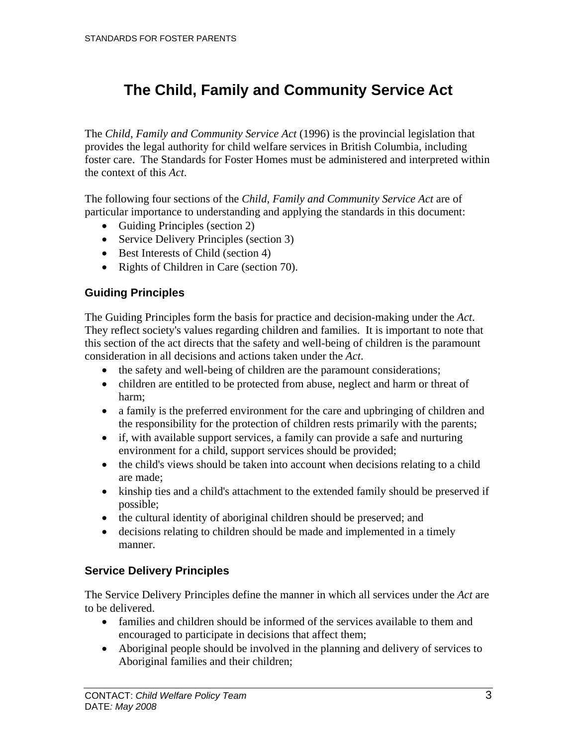# The Child, Family and Community Service Act

The *Child, Family and Community Service Act* (1996) is the provincial legislation that provides the legal authority for child welfare services in British Columbia, including foster care. The Standards for Foster Homes must be administered and interpreted within the context of this *Act*.

The following four sections of the *Child, Family and Community Service Act* are of particular importance to understanding and applying the standards in this document:

- Guiding Principles (section 2)
- Service Delivery Principles (section 3)
- Best Interests of Child (section 4)
- Rights of Children in Care (section 70).

## Guiding Principles

The Guiding Principles form the basis for practice and decision-making under the *Act*. They reflect society's values regarding children and families. It is important to note that this section of the act directs that the safety and well-being of children is the paramount consideration in all decisions and actions taken under the *Act*.

- the safety and well-being of children are the paramount considerations;
- children are entitled to be protected from abuse, neglect and harm or threat of harm;
- a family is the preferred environment for the care and upbringing of children and the responsibility for the protection of children rests primarily with the parents;
- if, with available support services, a family can provide a safe and nurturing environment for a child, support services should be provided;
- the child's views should be taken into account when decisions relating to a child are made;
- kinship ties and a child's attachment to the extended family should be preserved if possible;
- the cultural identity of aboriginal children should be preserved; and
- decisions relating to children should be made and implemented in a timely manner.

## Service Delivery Principles

The Service Delivery Principles define the manner in which all services under the *Act* are to be delivered.

- families and children should be informed of the services available to them and encouraged to participate in decisions that affect them;
- Aboriginal people should be involved in the planning and delivery of services to Aboriginal families and their children;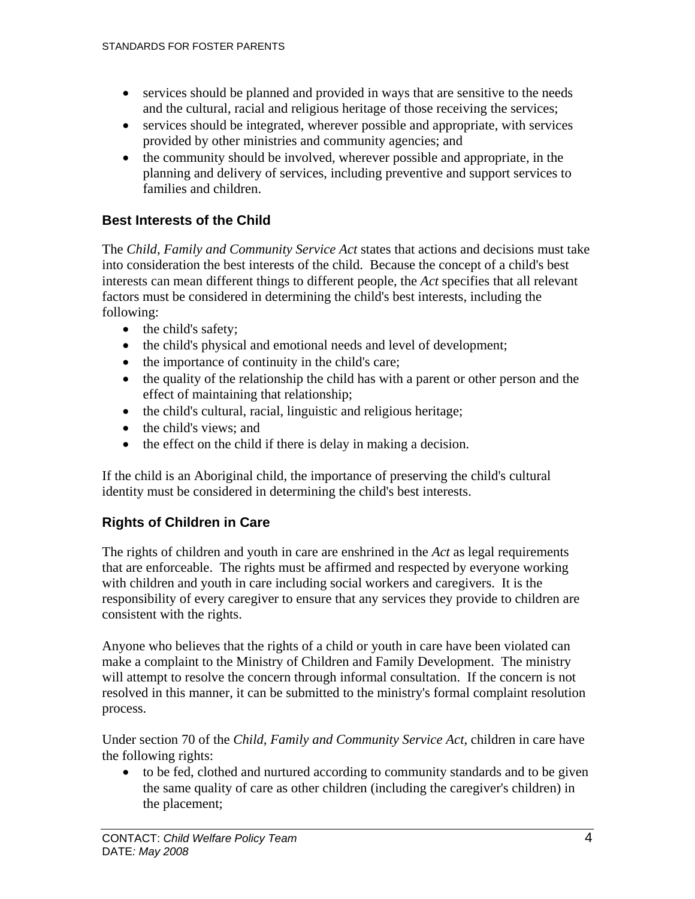- services should be planned and provided in ways that are sensitive to the needs and the cultural, racial and religious heritage of those receiving the services;
- services should be integrated, wherever possible and appropriate, with services provided by other ministries and community agencies; and
- the community should be involved, wherever possible and appropriate, in the planning and delivery of services, including preventive and support services to families and children.

### Best Interests of the Child

The *Child, Family and Community Service Act* states that actions and decisions must take into consideration the best interests of the child. Because the concept of a child's best interests can mean different things to different people, the *Act* specifies that all relevant factors must be considered in determining the child's best interests, including the following:

- the child's safety;
- the child's physical and emotional needs and level of development;
- the importance of continuity in the child's care;
- the quality of the relationship the child has with a parent or other person and the effect of maintaining that relationship;
- the child's cultural, racial, linguistic and religious heritage;
- the child's views; and
- the effect on the child if there is delay in making a decision.

If the child is an Aboriginal child, the importance of preserving the child's cultural identity must be considered in determining the child's best interests.

### Rights of Children in Care

The rights of children and youth in care are enshrined in the *Act* as legal requirements that are enforceable. The rights must be affirmed and respected by everyone working with children and youth in care including social workers and caregivers. It is the responsibility of every caregiver to ensure that any services they provide to children are consistent with the rights.

Anyone who believes that the rights of a child or youth in care have been violated can make a complaint to the Ministry of Children and Family Development. The ministry will attempt to resolve the concern through informal consultation. If the concern is not resolved in this manner, it can be submitted to the ministry's formal complaint resolution process.

Under section 70 of the *Child, Family and Community Service Act*, children in care have the following rights:

- to be fed, clothed and nurtured according to community standards and to be given the same quality of care as other children (including the caregiver's children) in the placement;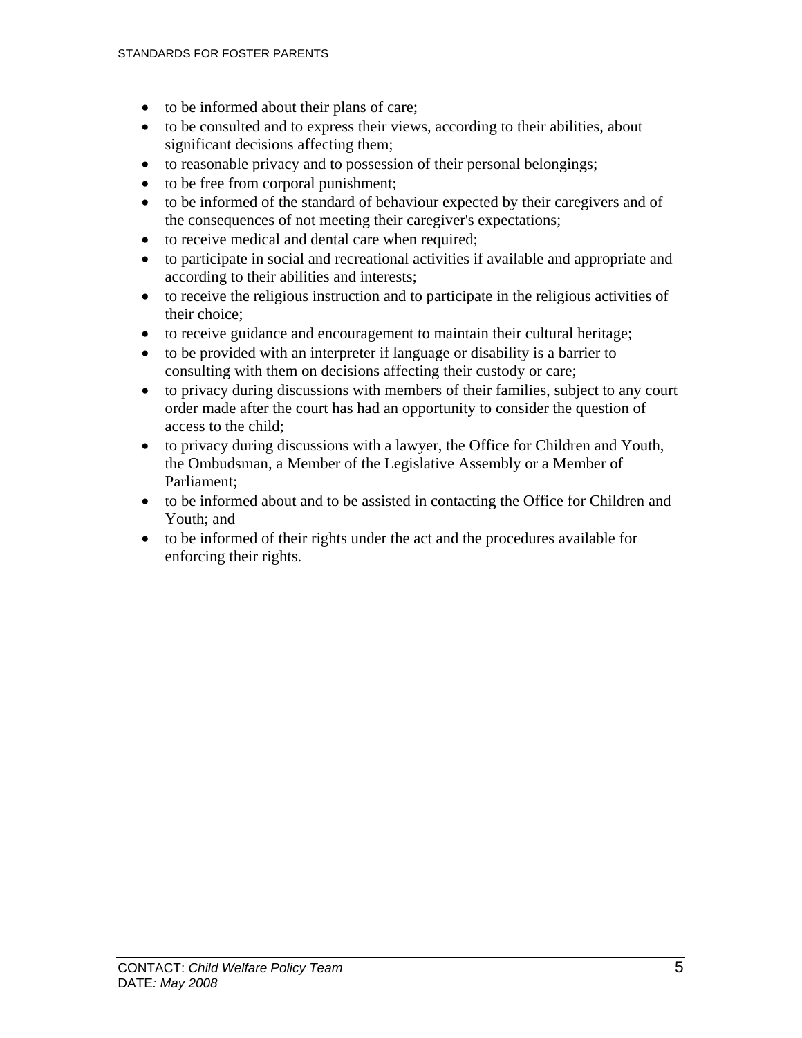- to be informed about their plans of care;
- to be consulted and to express their views, according to their abilities, about significant decisions affecting them;
- to reasonable privacy and to possession of their personal belongings;
- to be free from corporal punishment;
- to be informed of the standard of behaviour expected by their caregivers and of the consequences of not meeting their caregiver's expectations;
- to receive medical and dental care when required;
- to participate in social and recreational activities if available and appropriate and according to their abilities and interests;
- to receive the religious instruction and to participate in the religious activities of their choice;
- to receive guidance and encouragement to maintain their cultural heritage;
- to be provided with an interpreter if language or disability is a barrier to consulting with them on decisions affecting their custody or care;
- to privacy during discussions with members of their families, subject to any court order made after the court has had an opportunity to consider the question of access to the child;
- to privacy during discussions with a lawyer, the Office for Children and Youth, the Ombudsman, a Member of the Legislative Assembly or a Member of Parliament;
- to be informed about and to be assisted in contacting the Office for Children and Youth; and
- to be informed of their rights under the act and the procedures available for enforcing their rights.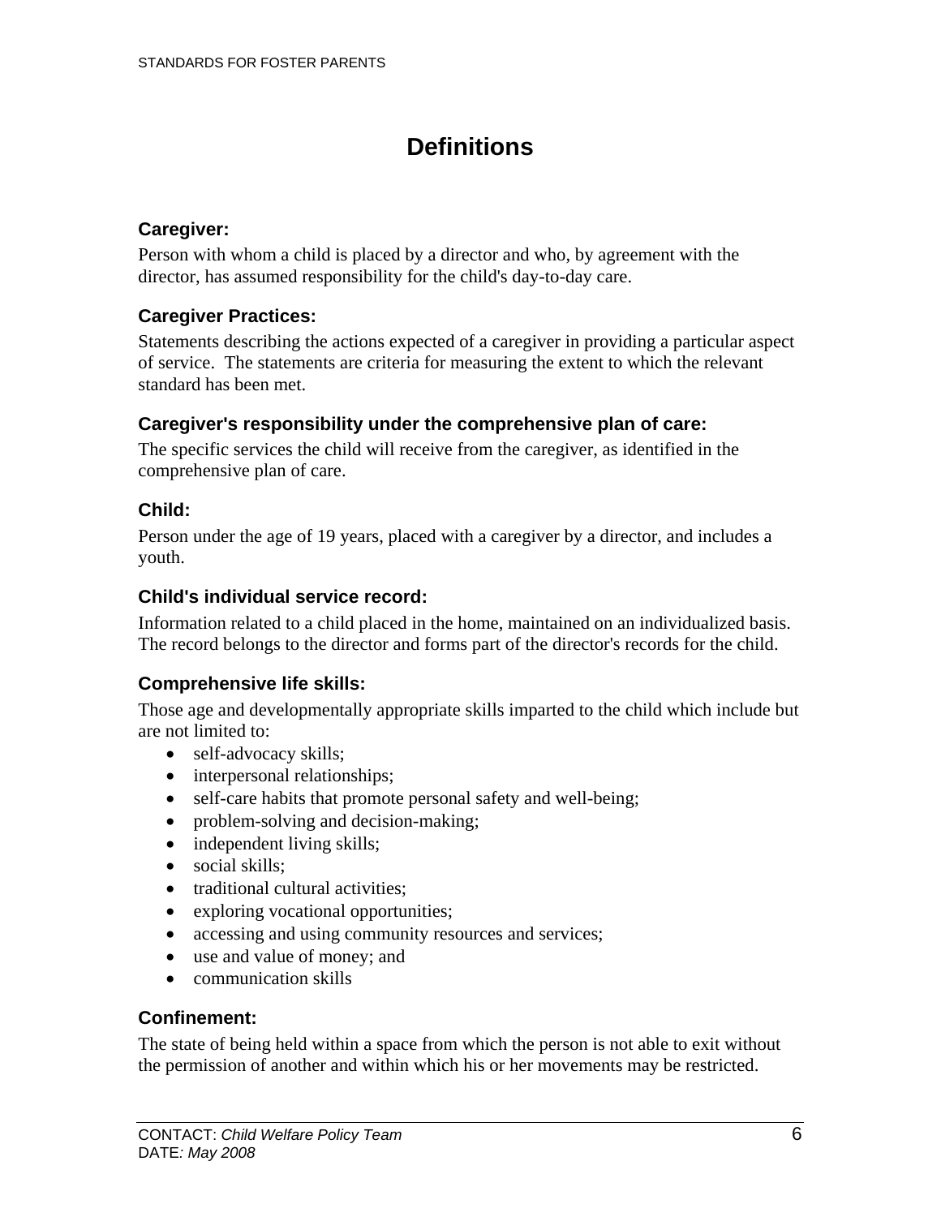# Definitions

### Caregiver:

Person with whom a child is placed by a director and who, by agreement with the director, has assumed responsibility for the child's day-to-day care.

### Caregiver Practices:

Statements describing the actions expected of a caregiver in providing a particular aspect of service. The statements are criteria for measuring the extent to which the relevant standard has been met.

### Caregiver's responsibility under the comprehensive plan of care:

The specific services the child will receive from the caregiver, as identified in the comprehensive plan of care.

### Child:

Person under the age of 19 years, placed with a caregiver by a director, and includes a youth.

### Child's individual service record:

Information related to a child placed in the home, maintained on an individualized basis. The record belongs to the director and forms part of the director's records for the child.

### Comprehensive life skills:

Those age and developmentally appropriate skills imparted to the child which include but are not limited to:

- self-advocacy skills;
- interpersonal relationships;
- self-care habits that promote personal safety and well-being;
- problem-solving and decision-making;
- independent living skills;
- social skills;
- traditional cultural activities;
- exploring vocational opportunities;
- accessing and using community resources and services;
- use and value of money; and
- communication skills

### Confinement:

The state of being held within a space from which the person is not able to exit without the permission of another and within which his or her movements may be restricted.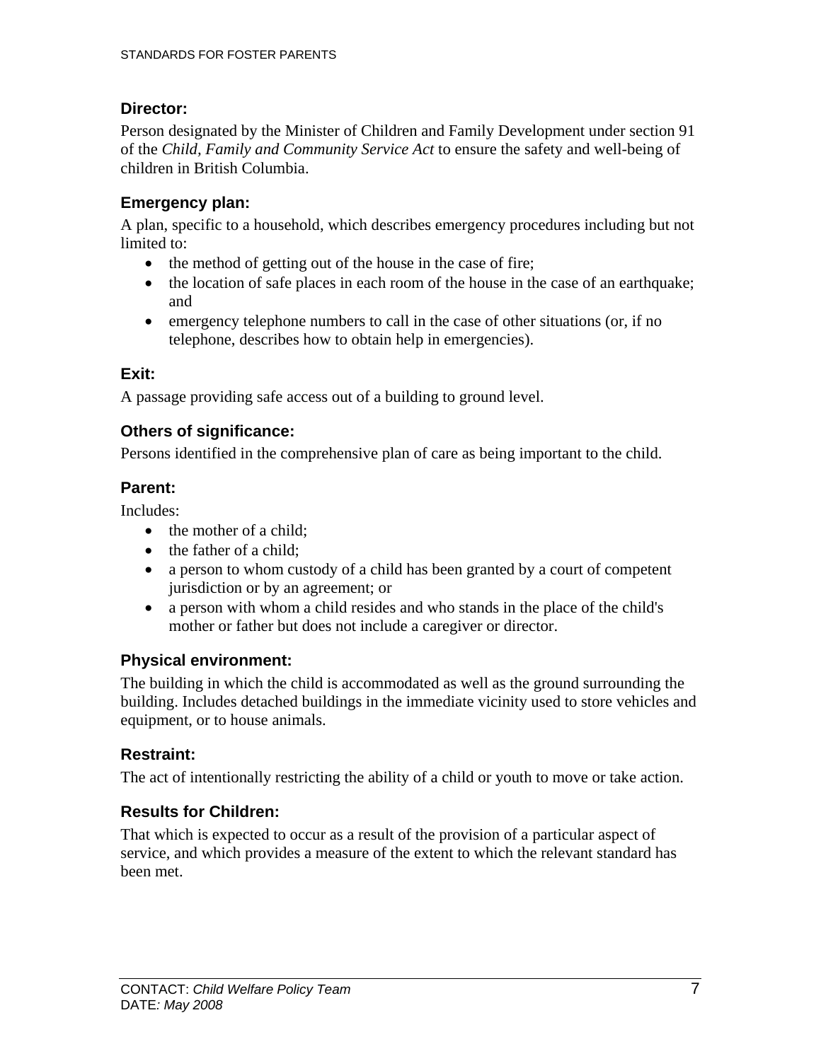### Director:

Person designated by the Minister of Children and Family Development under section 91 of the *Child, Family and Community Service Act* to ensure the safety and well-being of children in British Columbia.

### Emergency plan:

A plan, specific to a household, which describes emergency procedures including but not limited to:

- the method of getting out of the house in the case of fire;
- the location of safe places in each room of the house in the case of an earthquake; and
- emergency telephone numbers to call in the case of other situations (or, if no telephone, describes how to obtain help in emergencies).

### Exit:

A passage providing safe access out of a building to ground level.

### Others of significance:

Persons identified in the comprehensive plan of care as being important to the child.

### Parent:

Includes:

- the mother of a child;
- the father of a child;
- a person to whom custody of a child has been granted by a court of competent jurisdiction or by an agreement; or
- a person with whom a child resides and who stands in the place of the child's mother or father but does not include a caregiver or director.

### Physical environment:

The building in which the child is accommodated as well as the ground surrounding the building. Includes detached buildings in the immediate vicinity used to store vehicles and equipment, or to house animals.

### Restraint:

The act of intentionally restricting the ability of a child or youth to move or take action.

### Results for Children:

That which is expected to occur as a result of the provision of a particular aspect of service, and which provides a measure of the extent to which the relevant standard has been met.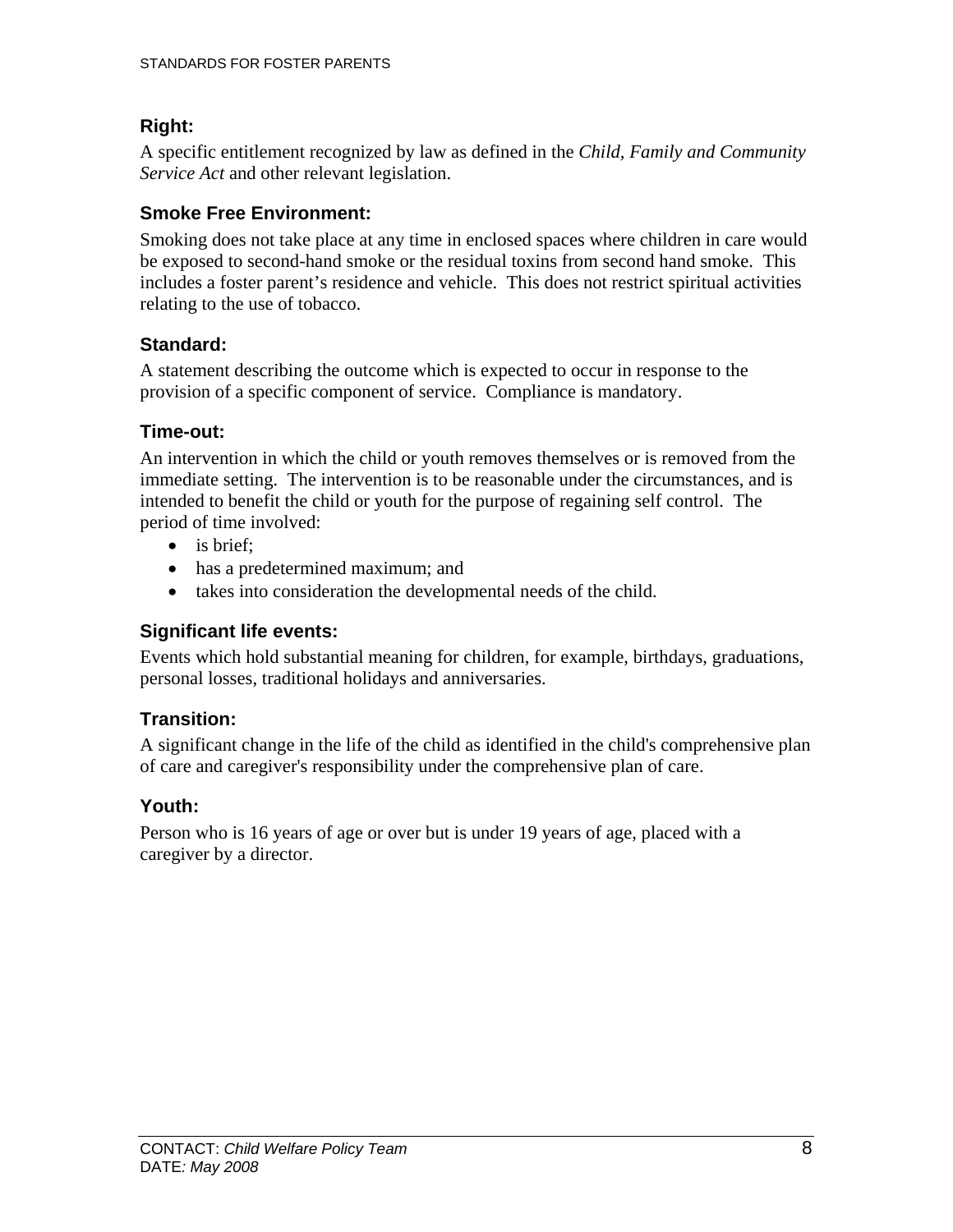### Right:

A specific entitlement recognized by law as defined in the *Child, Family and Community Service Act* and other relevant legislation.

### Smoke Free Environment:

Smoking does not take place at any time in enclosed spaces where children in care would be exposed to second-hand smoke or the residual toxins from second hand smoke. This includes a foster parent's residence and vehicle. This does not restrict spiritual activities relating to the use of tobacco.

### Standard:

A statement describing the outcome which is expected to occur in response to the provision of a specific component of service. Compliance is mandatory.

### Time-out:

An intervention in which the child or youth removes themselves or is removed from the immediate setting. The intervention is to be reasonable under the circumstances, and is intended to benefit the child or youth for the purpose of regaining self control. The period of time involved:

- is brief;
- has a predetermined maximum; and
- takes into consideration the developmental needs of the child.

### Significant life events:

Events which hold substantial meaning for children, for example, birthdays, graduations, personal losses, traditional holidays and anniversaries.

### Transition:

A significant change in the life of the child as identified in the child's comprehensive plan of care and caregiver's responsibility under the comprehensive plan of care.

### Youth:

Person who is 16 years of age or over but is under 19 years of age, placed with a caregiver by a director.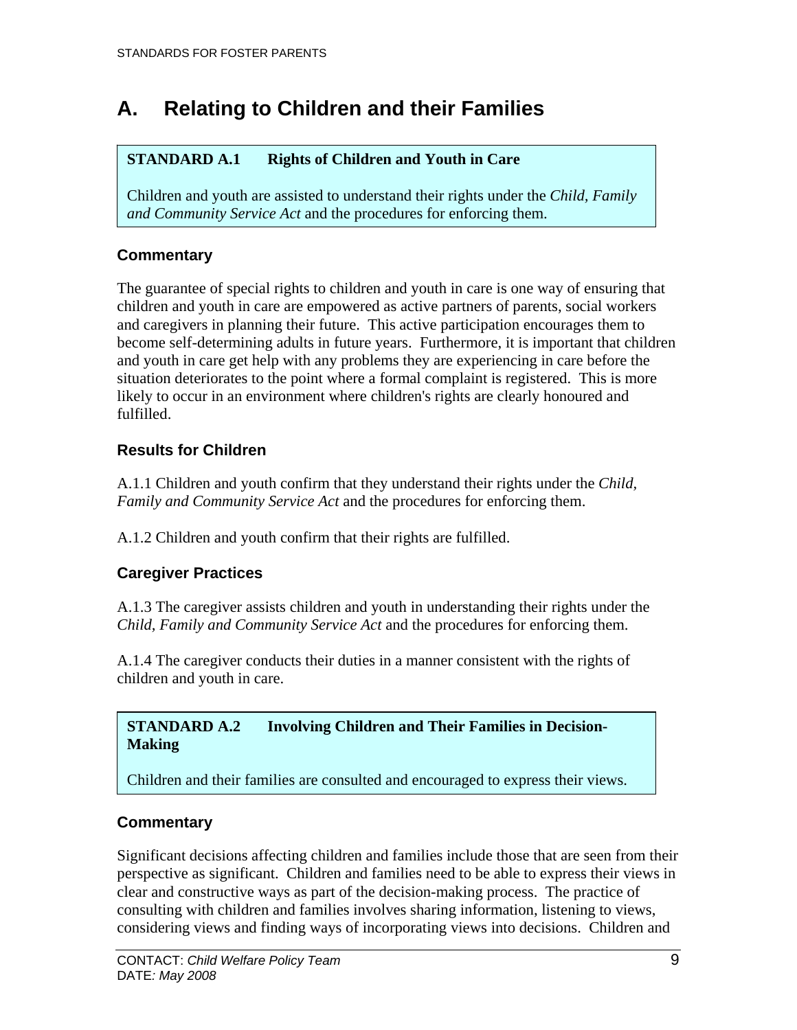## A. Relating to Children and their Families

**STANDARD A.1 Rights of Children and Youth in Care**

Children and youth are assisted to understand their rights under the *Child, Family and Community Service Act* and the procedures for enforcing them.

### Commentary

The guarantee of special rights to children and youth in care is one way of ensuring that children and youth in care are empowered as active partners of parents, social workers and caregivers in planning their future. This active participation encourages them to become self-determining adults in future years. Furthermore, it is important that children and youth in care get help with any problems they are experiencing in care before the situation deteriorates to the point where a formal complaint is registered. This is more likely to occur in an environment where children's rights are clearly honoured and fulfilled.

### Results for Children

A.1.1 Children and youth confirm that they understand their rights under the *Child, Family and Community Service Act* and the procedures for enforcing them.

A.1.2 Children and youth confirm that their rights are fulfilled.

### Caregiver Practices

A.1.3 The caregiver assists children and youth in understanding their rights under the *Child, Family and Community Service Act* and the procedures for enforcing them.

A.1.4 The caregiver conducts their duties in a manner consistent with the rights of children and youth in care.

**STANDARD A.2 Involving Children and Their Families in Decision-Making**

Children and their families are consulted and encouraged to express their views.

### Commentary

Significant decisions affecting children and families include those that are seen from their perspective as significant. Children and families need to be able to express their views in clear and constructive ways as part of the decision-making process. The practice of consulting with children and families involves sharing information, listening to views, considering views and finding ways of incorporating views into decisions. Children and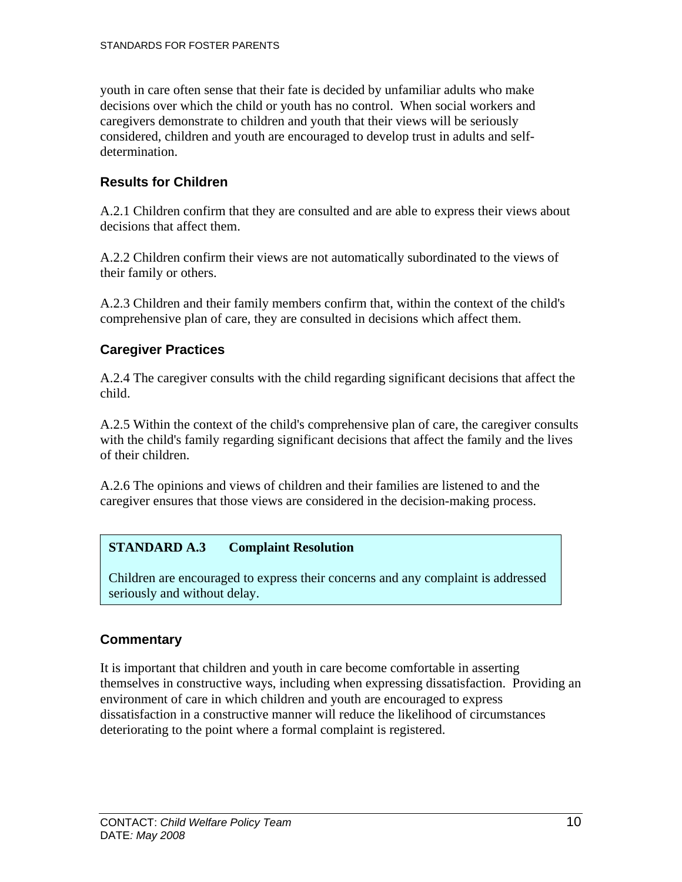youth in care often sense that their fate is decided by unfamiliar adults who make decisions over which the child or youth has no control. When social workers and caregivers demonstrate to children and youth that their views will be seriously considered, children and youth are encouraged to develop trust in adults and self-determination.

### Results for Children

A.2.1 Children confirm that they are consulted and are able to express their views about decisions that affect them.

A.2.2 Children confirm their views are not automatically subordinated to the views of their family or others.

A.2.3 Children and their family members confirm that, within the context of the child's comprehensive plan of care, they are consulted in decisions which affect them.

### Caregiver Practices

A.2.4 The caregiver consults with the child regarding significant decisions that affect the child.

A.2.5 Within the context of the child's comprehensive plan of care, the caregiver consults with the child's family regarding significant decisions that affect the family and the lives of their children.

A.2.6 The opinions and views of children and their families are listened to and the caregiver ensures that those views are considered in the decision-making process.

**STANDARD A.3 Complaint Resolution**

Children are encouraged to express their concerns and any complaint is addressed seriously and without delay.

### Commentary

It is important that children and youth in care become comfortable in asserting themselves in constructive ways, including when expressing dissatisfaction. Providing an environment of care in which children and youth are encouraged to express dissatisfaction in a constructive manner will reduce the likelihood of circumstances deteriorating to the point where a formal complaint is registered.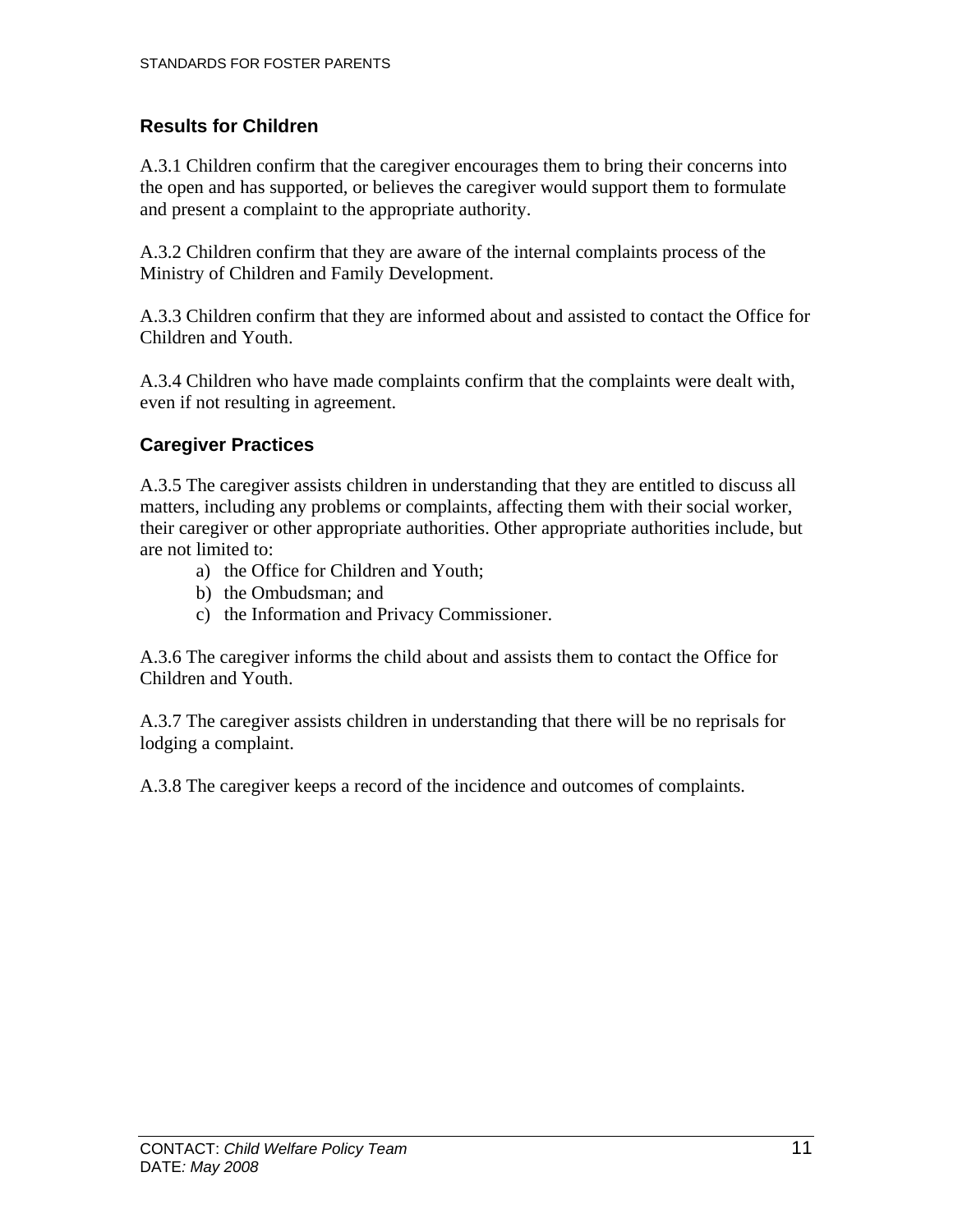### Results for Children

A.3.1 Children confirm that the caregiver encourages them to bring their concerns into the open and has supported, or believes the caregiver would support them to formulate and present a complaint to the appropriate authority.

A.3.2 Children confirm that they are aware of the internal complaints process of the Ministry of Children and Family Development.

A.3.3 Children confirm that they are informed about and assisted to contact the Office for Children and Youth.

A.3.4 Children who have made complaints confirm that the complaints were dealt with, even if not resulting in agreement.

### Caregiver Practices

A.3.5 The caregiver assists children in understanding that they are entitled to discuss all matters, including any problems or complaints, affecting them with their social worker, their caregiver or other appropriate authorities. Other appropriate authorities include, but are not limited to:

a) the Office for Children and Youth;
b) the Ombudsman; and
c) the Information and Privacy Commissioner.

A.3.6 The caregiver informs the child about and assists them to contact the Office for Children and Youth.

A.3.7 The caregiver assists children in understanding that there will be no reprisals for lodging a complaint.

A.3.8 The caregiver keeps a record of the incidence and outcomes of complaints.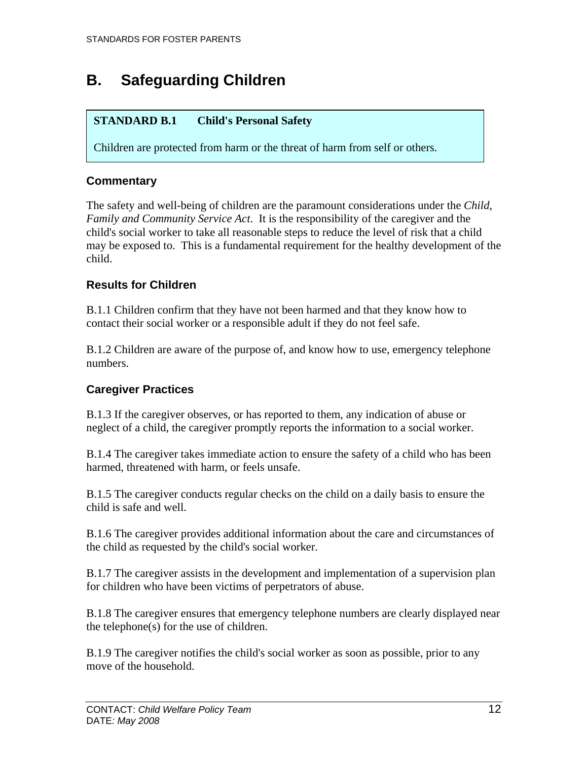## B. Safeguarding Children

**STANDARD B.1 Child's Personal Safety**

Children are protected from harm or the threat of harm from self or others.

### Commentary

The safety and well-being of children are the paramount considerations under the *Child, Family and Community Service Act*. It is the responsibility of the caregiver and the child's social worker to take all reasonable steps to reduce the level of risk that a child may be exposed to. This is a fundamental requirement for the healthy development of the child.

### Results for Children

B.1.1 Children confirm that they have not been harmed and that they know how to contact their social worker or a responsible adult if they do not feel safe.

B.1.2 Children are aware of the purpose of, and know how to use, emergency telephone numbers.

### Caregiver Practices

B.1.3 If the caregiver observes, or has reported to them, any indication of abuse or neglect of a child, the caregiver promptly reports the information to a social worker.

B.1.4 The caregiver takes immediate action to ensure the safety of a child who has been harmed, threatened with harm, or feels unsafe.

B.1.5 The caregiver conducts regular checks on the child on a daily basis to ensure the child is safe and well.

B.1.6 The caregiver provides additional information about the care and circumstances of the child as requested by the child's social worker.

B.1.7 The caregiver assists in the development and implementation of a supervision plan for children who have been victims of perpetrators of abuse.

B.1.8 The caregiver ensures that emergency telephone numbers are clearly displayed near the telephone(s) for the use of children.

B.1.9 The caregiver notifies the child's social worker as soon as possible, prior to any move of the household.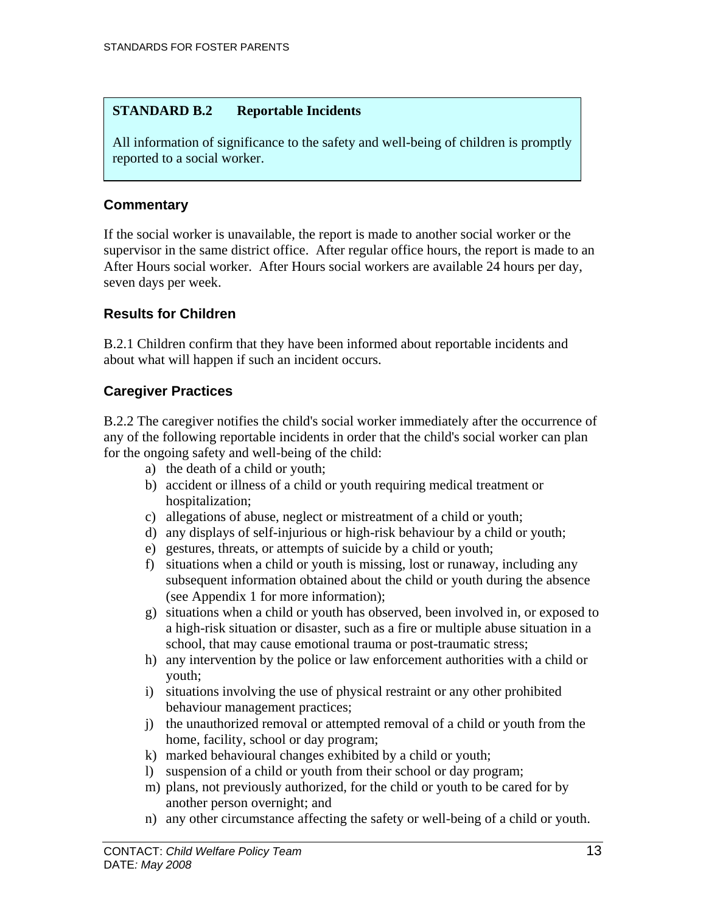**STANDARD B.2 Reportable Incidents**

All information of significance to the safety and well-being of children is promptly reported to a social worker.

### Commentary

If the social worker is unavailable, the report is made to another social worker or the supervisor in the same district office. After regular office hours, the report is made to an After Hours social worker. After Hours social workers are available 24 hours per day, seven days per week.

### Results for Children

B.2.1 Children confirm that they have been informed about reportable incidents and about what will happen if such an incident occurs.

### Caregiver Practices

B.2.2 The caregiver notifies the child's social worker immediately after the occurrence of any of the following reportable incidents in order that the child's social worker can plan for the ongoing safety and well-being of the child:

a) the death of a child or youth;
b) accident or illness of a child or youth requiring medical treatment or hospitalization;
c) allegations of abuse, neglect or mistreatment of a child or youth;
d) any displays of self-injurious or high-risk behaviour by a child or youth;
e) gestures, threats, or attempts of suicide by a child or youth;
f) situations when a child or youth is missing, lost or runaway, including any subsequent information obtained about the child or youth during the absence (see Appendix 1 for more information);
g) situations when a child or youth has observed, been involved in, or exposed to a high-risk situation or disaster, such as a fire or multiple abuse situation in a school, that may cause emotional trauma or post-traumatic stress;
h) any intervention by the police or law enforcement authorities with a child or youth;
i) situations involving the use of physical restraint or any other prohibited behaviour management practices;
j) the unauthorized removal or attempted removal of a child or youth from the home, facility, school or day program;
k) marked behavioural changes exhibited by a child or youth;
l) suspension of a child or youth from their school or day program;
m) plans, not previously authorized, for the child or youth to be cared for by another person overnight; and
n) any other circumstance affecting the safety or well-being of a child or youth.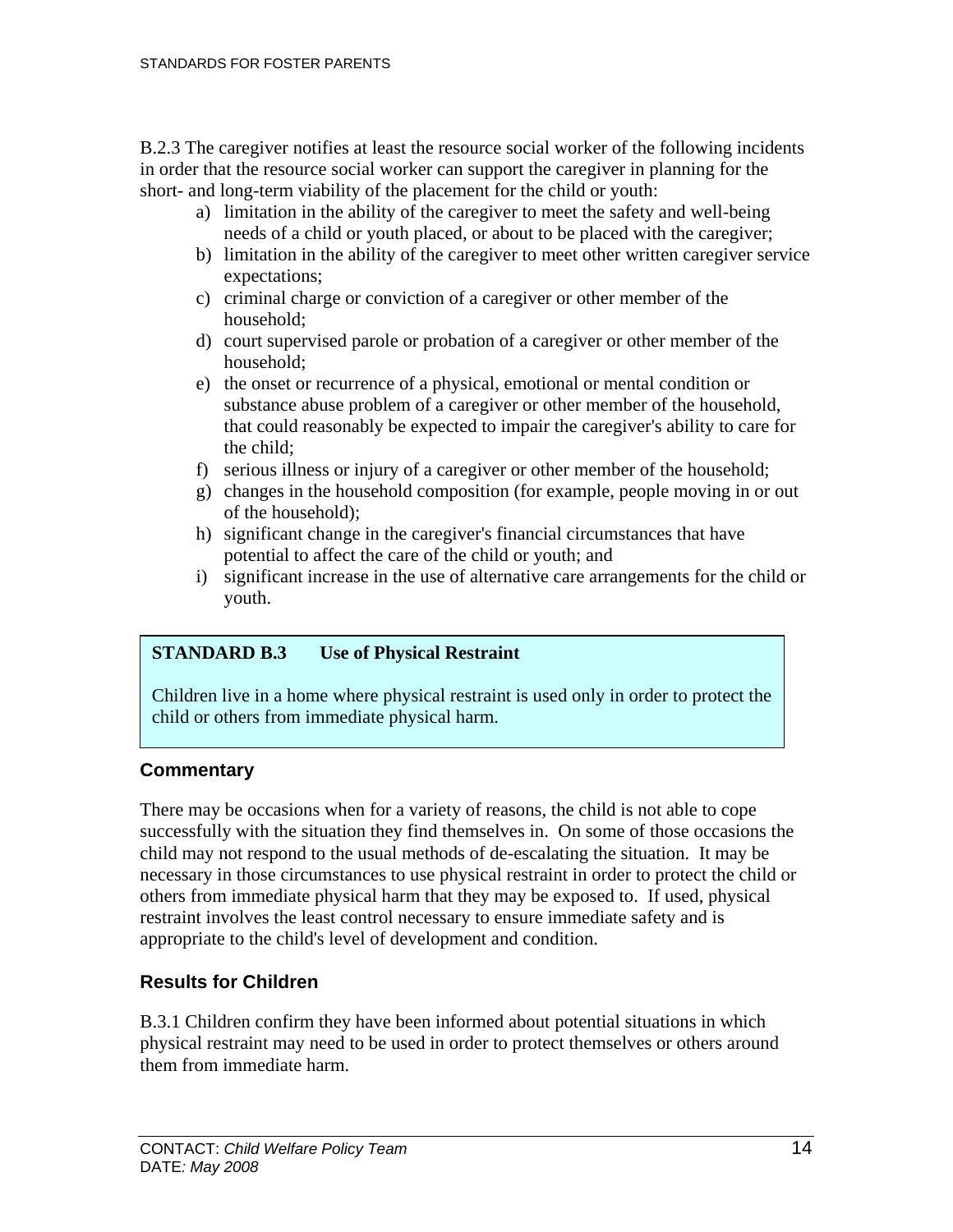B.2.3 The caregiver notifies at least the resource social worker of the following incidents in order that the resource social worker can support the caregiver in planning for the short- and long-term viability of the placement for the child or youth:

a) limitation in the ability of the caregiver to meet the safety and well-being needs of a child or youth placed, or about to be placed with the caregiver;
b) limitation in the ability of the caregiver to meet other written caregiver service expectations;
c) criminal charge or conviction of a caregiver or other member of the household;
d) court supervised parole or probation of a caregiver or other member of the household;
e) the onset or recurrence of a physical, emotional or mental condition or substance abuse problem of a caregiver or other member of the household, that could reasonably be expected to impair the caregiver's ability to care for the child;
f) serious illness or injury of a caregiver or other member of the household;
g) changes in the household composition (for example, people moving in or out of the household);
h) significant change in the caregiver's financial circumstances that have potential to affect the care of the child or youth; and
i) significant increase in the use of alternative care arrangements for the child or youth.

**STANDARD B.3 Use of Physical Restraint**

Children live in a home where physical restraint is used only in order to protect the child or others from immediate physical harm.

### Commentary

There may be occasions when for a variety of reasons, the child is not able to cope successfully with the situation they find themselves in. On some of those occasions the child may not respond to the usual methods of de-escalating the situation. It may be necessary in those circumstances to use physical restraint in order to protect the child or others from immediate physical harm that they may be exposed to. If used, physical restraint involves the least control necessary to ensure immediate safety and is appropriate to the child's level of development and condition.

### Results for Children

B.3.1 Children confirm they have been informed about potential situations in which physical restraint may need to be used in order to protect themselves or others around them from immediate harm.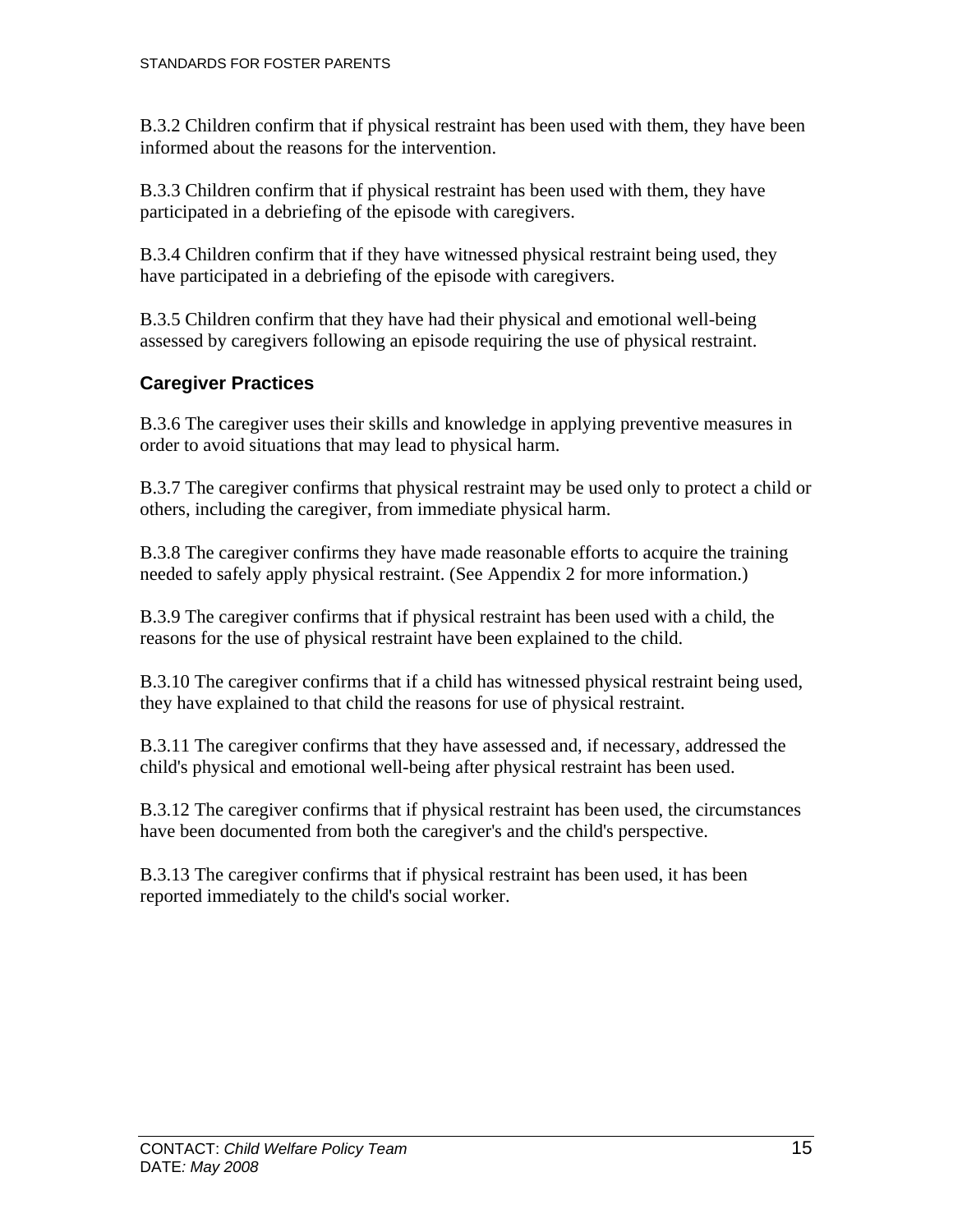B.3.2 Children confirm that if physical restraint has been used with them, they have been informed about the reasons for the intervention.

B.3.3 Children confirm that if physical restraint has been used with them, they have participated in a debriefing of the episode with caregivers.

B.3.4 Children confirm that if they have witnessed physical restraint being used, they have participated in a debriefing of the episode with caregivers.

B.3.5 Children confirm that they have had their physical and emotional well-being assessed by caregivers following an episode requiring the use of physical restraint.

### Caregiver Practices

B.3.6 The caregiver uses their skills and knowledge in applying preventive measures in order to avoid situations that may lead to physical harm.

B.3.7 The caregiver confirms that physical restraint may be used only to protect a child or others, including the caregiver, from immediate physical harm.

B.3.8 The caregiver confirms they have made reasonable efforts to acquire the training needed to safely apply physical restraint. (See Appendix 2 for more information.)

B.3.9 The caregiver confirms that if physical restraint has been used with a child, the reasons for the use of physical restraint have been explained to the child.

B.3.10 The caregiver confirms that if a child has witnessed physical restraint being used, they have explained to that child the reasons for use of physical restraint.

B.3.11 The caregiver confirms that they have assessed and, if necessary, addressed the child's physical and emotional well-being after physical restraint has been used.

B.3.12 The caregiver confirms that if physical restraint has been used, the circumstances have been documented from both the caregiver's and the child's perspective.

B.3.13 The caregiver confirms that if physical restraint has been used, it has been reported immediately to the child's social worker.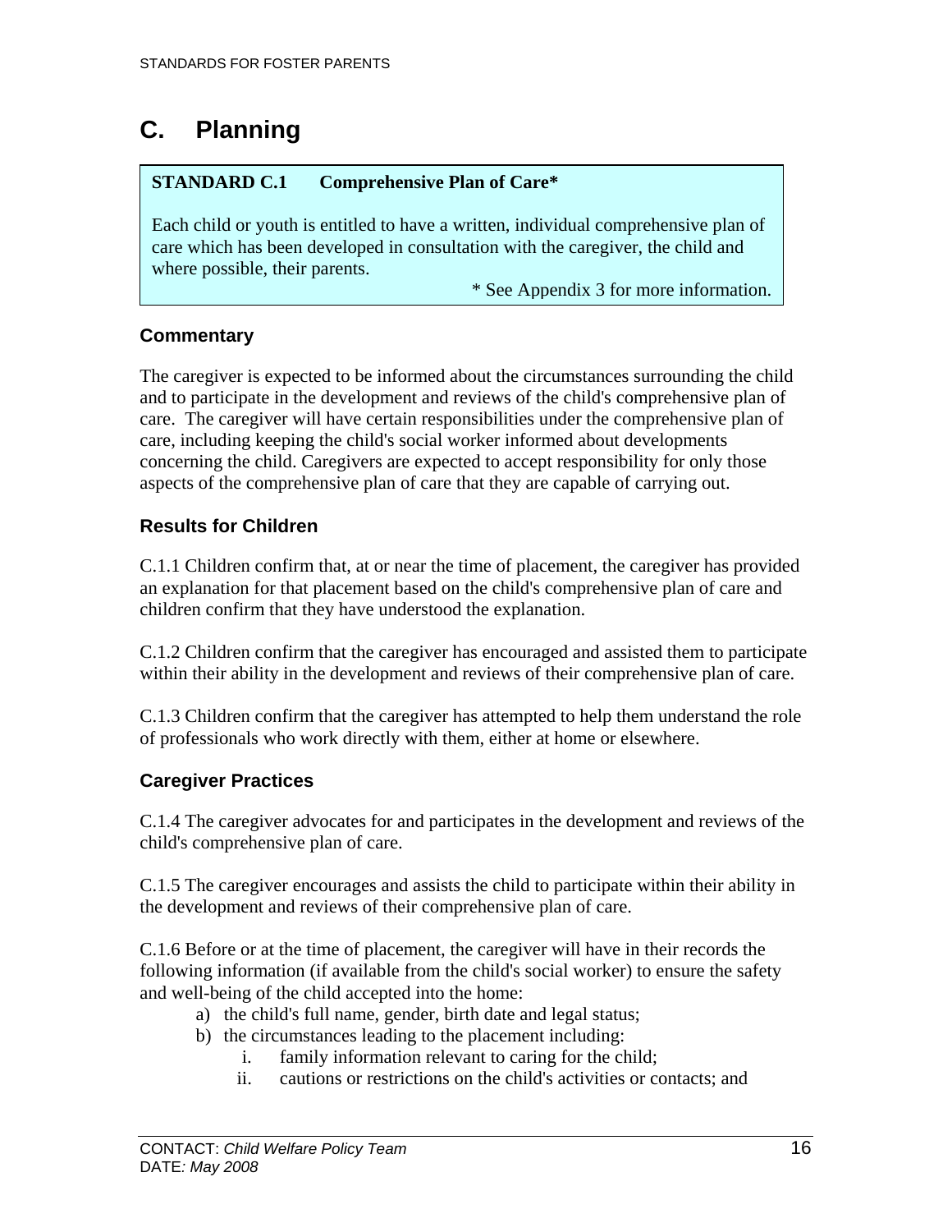# C. Planning

**STANDARD C.1 Comprehensive Plan of Care***

Each child or youth is entitled to have a written, individual comprehensive plan of care which has been developed in consultation with the caregiver, the child and where possible, their parents.

\* See Appendix 3 for more information.

### Commentary

The caregiver is expected to be informed about the circumstances surrounding the child and to participate in the development and reviews of the child's comprehensive plan of care. The caregiver will have certain responsibilities under the comprehensive plan of care, including keeping the child's social worker informed about developments concerning the child. Caregivers are expected to accept responsibility for only those aspects of the comprehensive plan of care that they are capable of carrying out.

### Results for Children

C.1.1 Children confirm that, at or near the time of placement, the caregiver has provided an explanation for that placement based on the child's comprehensive plan of care and children confirm that they have understood the explanation.

C.1.2 Children confirm that the caregiver has encouraged and assisted them to participate within their ability in the development and reviews of their comprehensive plan of care.

C.1.3 Children confirm that the caregiver has attempted to help them understand the role of professionals who work directly with them, either at home or elsewhere.

### Caregiver Practices

C.1.4 The caregiver advocates for and participates in the development and reviews of the child's comprehensive plan of care.

C.1.5 The caregiver encourages and assists the child to participate within their ability in the development and reviews of their comprehensive plan of care.

C.1.6 Before or at the time of placement, the caregiver will have in their records the following information (if available from the child's social worker) to ensure the safety and well-being of the child accepted into the home:

a) the child's full name, gender, birth date and legal status;
b) the circumstances leading to the placement including:
    i. family information relevant to caring for the child;
    ii. cautions or restrictions on the child's activities or contacts; and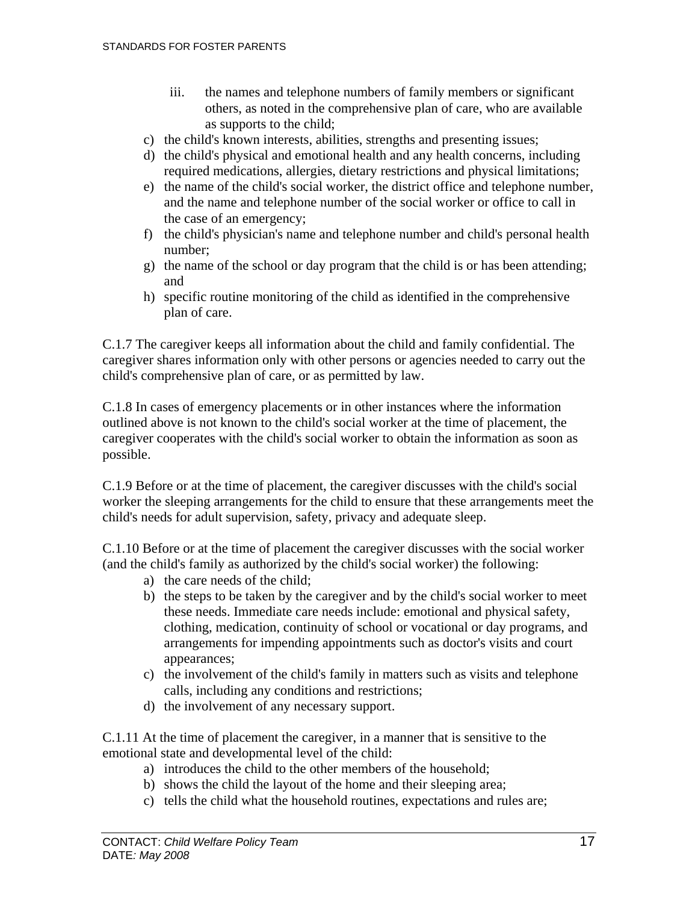iii. the names and telephone numbers of family members or significant others, as noted in the comprehensive plan of care, who are available as supports to the child;

c) the child's known interests, abilities, strengths and presenting issues;
d) the child's physical and emotional health and any health concerns, including required medications, allergies, dietary restrictions and physical limitations;
e) the name of the child's social worker, the district office and telephone number, and the name and telephone number of the social worker or office to call in the case of an emergency;
f) the child's physician's name and telephone number and child's personal health number;
g) the name of the school or day program that the child is or has been attending; and
h) specific routine monitoring of the child as identified in the comprehensive plan of care.

C.1.7 The caregiver keeps all information about the child and family confidential. The caregiver shares information only with other persons or agencies needed to carry out the child's comprehensive plan of care, or as permitted by law.

C.1.8 In cases of emergency placements or in other instances where the information outlined above is not known to the child's social worker at the time of placement, the caregiver cooperates with the child's social worker to obtain the information as soon as possible.

C.1.9 Before or at the time of placement, the caregiver discusses with the child's social worker the sleeping arrangements for the child to ensure that these arrangements meet the child's needs for adult supervision, safety, privacy and adequate sleep.

C.1.10 Before or at the time of placement the caregiver discusses with the social worker (and the child's family as authorized by the child's social worker) the following:

a) the care needs of the child;
b) the steps to be taken by the caregiver and by the child's social worker to meet these needs. Immediate care needs include: emotional and physical safety, clothing, medication, continuity of school or vocational or day programs, and arrangements for impending appointments such as doctor's visits and court appearances;
c) the involvement of the child's family in matters such as visits and telephone calls, including any conditions and restrictions;
d) the involvement of any necessary support.

C.1.11 At the time of placement the caregiver, in a manner that is sensitive to the emotional state and developmental level of the child:

a) introduces the child to the other members of the household;
b) shows the child the layout of the home and their sleeping area;
c) tells the child what the household routines, expectations and rules are;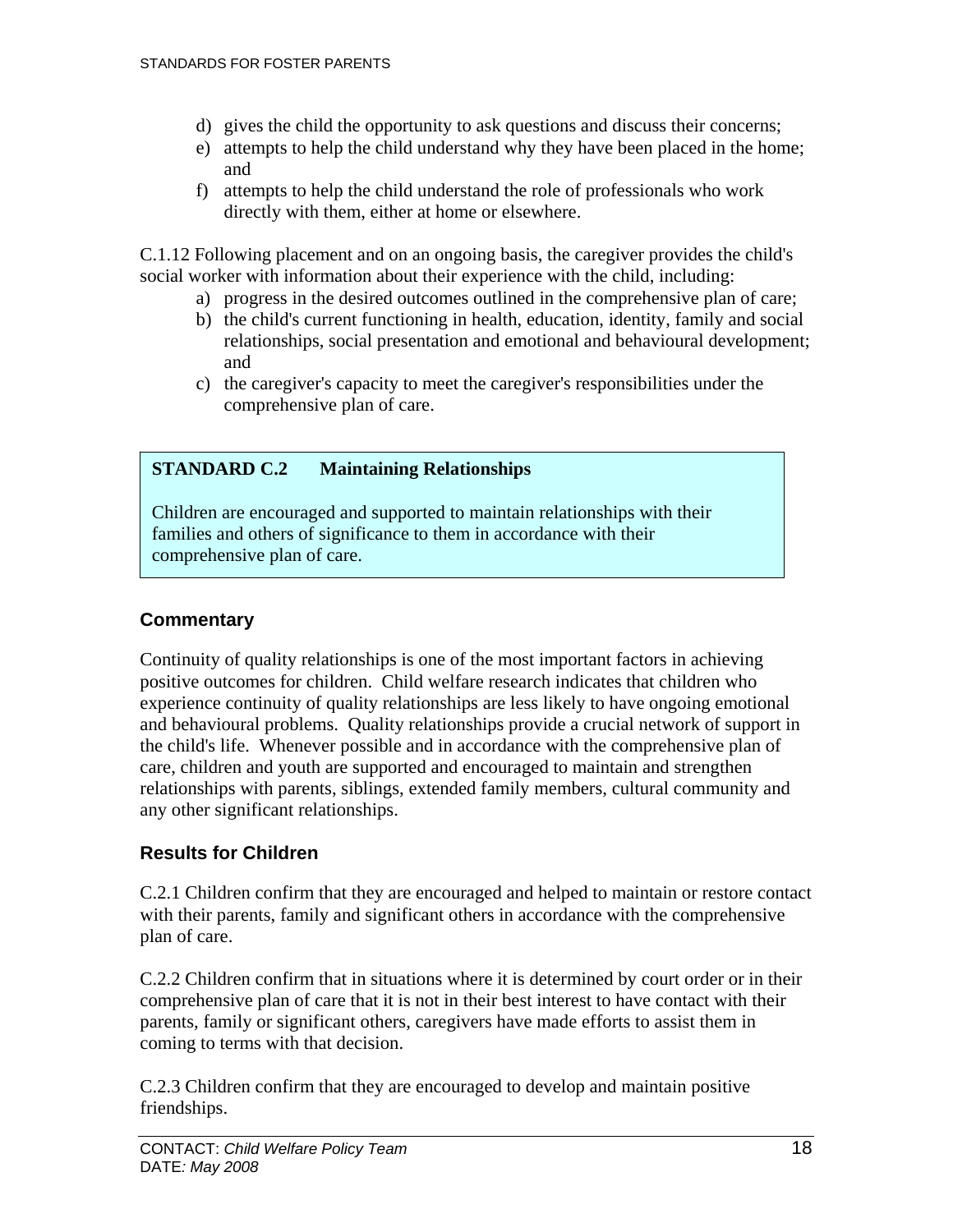d) gives the child the opportunity to ask questions and discuss their concerns;
e) attempts to help the child understand why they have been placed in the home; and
f) attempts to help the child understand the role of professionals who work directly with them, either at home or elsewhere.

C.1.12 Following placement and on an ongoing basis, the caregiver provides the child's social worker with information about their experience with the child, including:

a) progress in the desired outcomes outlined in the comprehensive plan of care;
b) the child's current functioning in health, education, identity, family and social relationships, social presentation and emotional and behavioural development; and
c) the caregiver's capacity to meet the caregiver's responsibilities under the comprehensive plan of care.

**STANDARD C.2 Maintaining Relationships**

Children are encouraged and supported to maintain relationships with their families and others of significance to them in accordance with their comprehensive plan of care.

### Commentary

Continuity of quality relationships is one of the most important factors in achieving positive outcomes for children. Child welfare research indicates that children who experience continuity of quality relationships are less likely to have ongoing emotional and behavioural problems. Quality relationships provide a crucial network of support in the child's life. Whenever possible and in accordance with the comprehensive plan of care, children and youth are supported and encouraged to maintain and strengthen relationships with parents, siblings, extended family members, cultural community and any other significant relationships.

### Results for Children

C.2.1 Children confirm that they are encouraged and helped to maintain or restore contact with their parents, family and significant others in accordance with the comprehensive plan of care.

C.2.2 Children confirm that in situations where it is determined by court order or in their comprehensive plan of care that it is not in their best interest to have contact with their parents, family or significant others, caregivers have made efforts to assist them in coming to terms with that decision.

C.2.3 Children confirm that they are encouraged to develop and maintain positive friendships.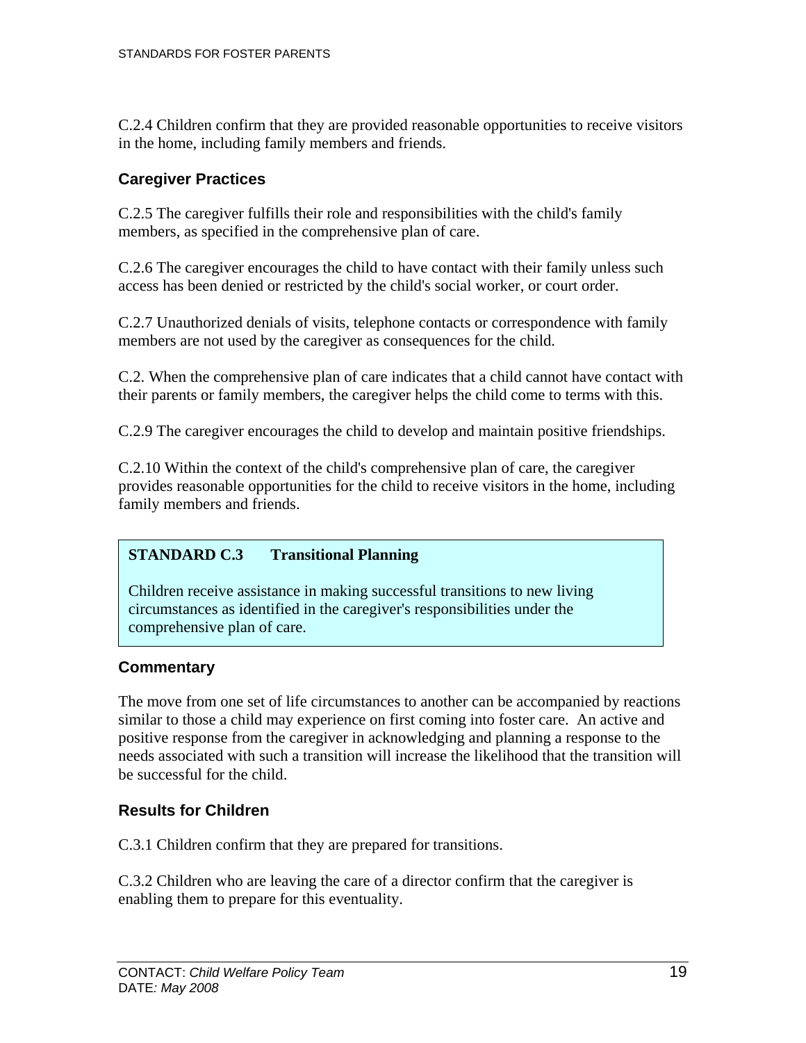C.2.4 Children confirm that they are provided reasonable opportunities to receive visitors in the home, including family members and friends.

### Caregiver Practices

C.2.5 The caregiver fulfills their role and responsibilities with the child's family members, as specified in the comprehensive plan of care.

C.2.6 The caregiver encourages the child to have contact with their family unless such access has been denied or restricted by the child's social worker, or court order.

C.2.7 Unauthorized denials of visits, telephone contacts or correspondence with family members are not used by the caregiver as consequences for the child.

C.2. When the comprehensive plan of care indicates that a child cannot have contact with their parents or family members, the caregiver helps the child come to terms with this.

C.2.9 The caregiver encourages the child to develop and maintain positive friendships.

C.2.10 Within the context of the child's comprehensive plan of care, the caregiver provides reasonable opportunities for the child to receive visitors in the home, including family members and friends.

## STANDARD C.3 Transitional Planning

Children receive assistance in making successful transitions to new living circumstances as identified in the caregiver's responsibilities under the comprehensive plan of care.

### Commentary

The move from one set of life circumstances to another can be accompanied by reactions similar to those a child may experience on first coming into foster care. An active and positive response from the caregiver in acknowledging and planning a response to the needs associated with such a transition will increase the likelihood that the transition will be successful for the child.

### Results for Children

C.3.1 Children confirm that they are prepared for transitions.

C.3.2 Children who are leaving the care of a director confirm that the caregiver is enabling them to prepare for this eventuality.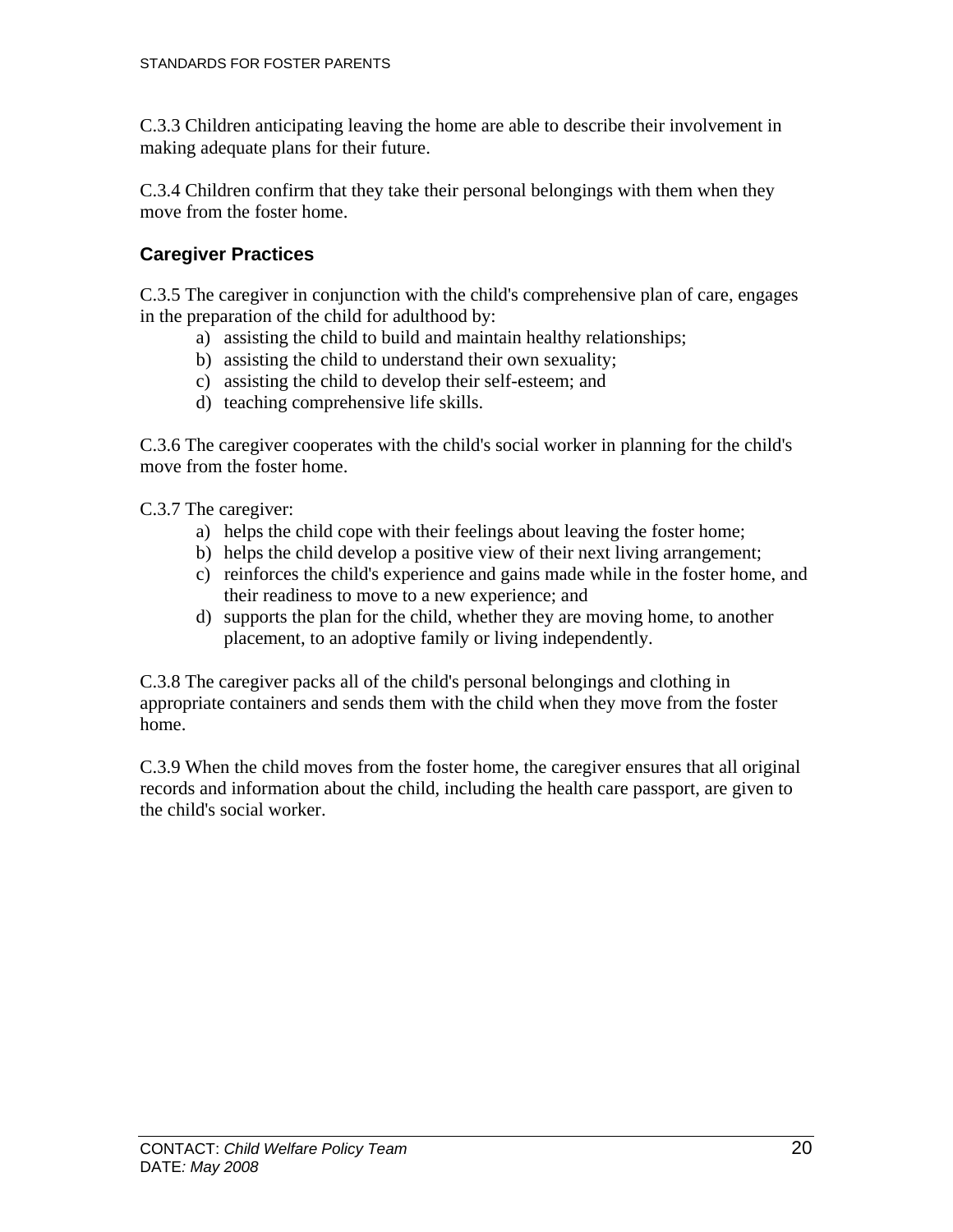C.3.3 Children anticipating leaving the home are able to describe their involvement in making adequate plans for their future.

C.3.4 Children confirm that they take their personal belongings with them when they move from the foster home.

### Caregiver Practices

C.3.5 The caregiver in conjunction with the child's comprehensive plan of care, engages in the preparation of the child for adulthood by:

a) assisting the child to build and maintain healthy relationships;
b) assisting the child to understand their own sexuality;
c) assisting the child to develop their self-esteem; and
d) teaching comprehensive life skills.

C.3.6 The caregiver cooperates with the child's social worker in planning for the child's move from the foster home.

C.3.7 The caregiver:

a) helps the child cope with their feelings about leaving the foster home;
b) helps the child develop a positive view of their next living arrangement;
c) reinforces the child's experience and gains made while in the foster home, and their readiness to move to a new experience; and
d) supports the plan for the child, whether they are moving home, to another placement, to an adoptive family or living independently.

C.3.8 The caregiver packs all of the child's personal belongings and clothing in appropriate containers and sends them with the child when they move from the foster home.

C.3.9 When the child moves from the foster home, the caregiver ensures that all original records and information about the child, including the health care passport, are given to the child's social worker.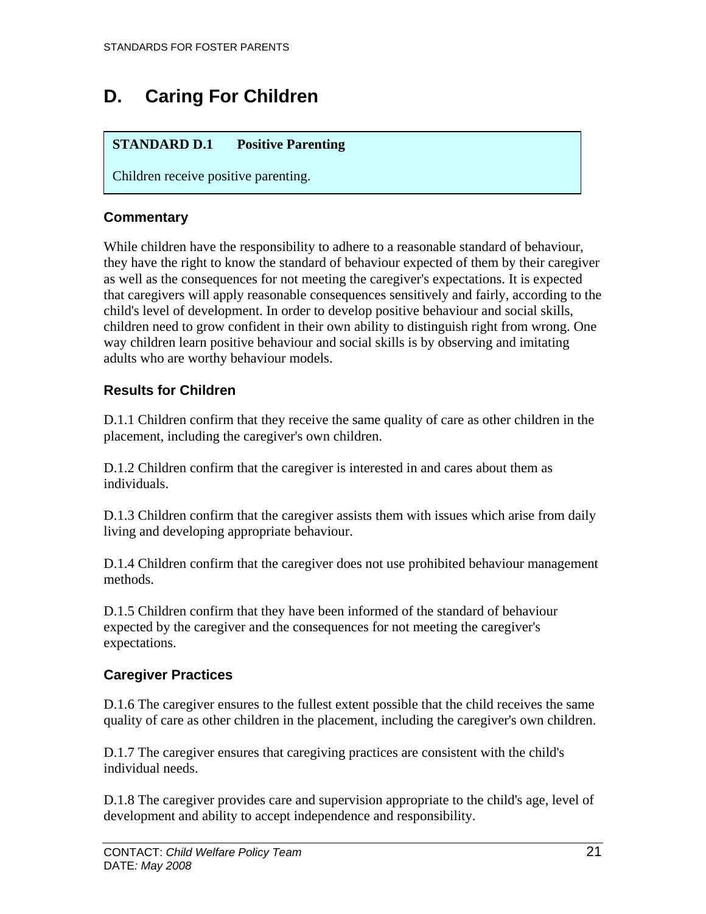# D. Caring For Children

**STANDARD D.1 Positive Parenting**

Children receive positive parenting.

### Commentary

While children have the responsibility to adhere to a reasonable standard of behaviour, they have the right to know the standard of behaviour expected of them by their caregiver as well as the consequences for not meeting the caregiver's expectations. It is expected that caregivers will apply reasonable consequences sensitively and fairly, according to the child's level of development. In order to develop positive behaviour and social skills, children need to grow confident in their own ability to distinguish right from wrong. One way children learn positive behaviour and social skills is by observing and imitating adults who are worthy behaviour models.

### Results for Children

D.1.1 Children confirm that they receive the same quality of care as other children in the placement, including the caregiver's own children.

D.1.2 Children confirm that the caregiver is interested in and cares about them as individuals.

D.1.3 Children confirm that the caregiver assists them with issues which arise from daily living and developing appropriate behaviour.

D.1.4 Children confirm that the caregiver does not use prohibited behaviour management methods.

D.1.5 Children confirm that they have been informed of the standard of behaviour expected by the caregiver and the consequences for not meeting the caregiver's expectations.

### Caregiver Practices

D.1.6 The caregiver ensures to the fullest extent possible that the child receives the same quality of care as other children in the placement, including the caregiver's own children.

D.1.7 The caregiver ensures that caregiving practices are consistent with the child's individual needs.

D.1.8 The caregiver provides care and supervision appropriate to the child's age, level of development and ability to accept independence and responsibility.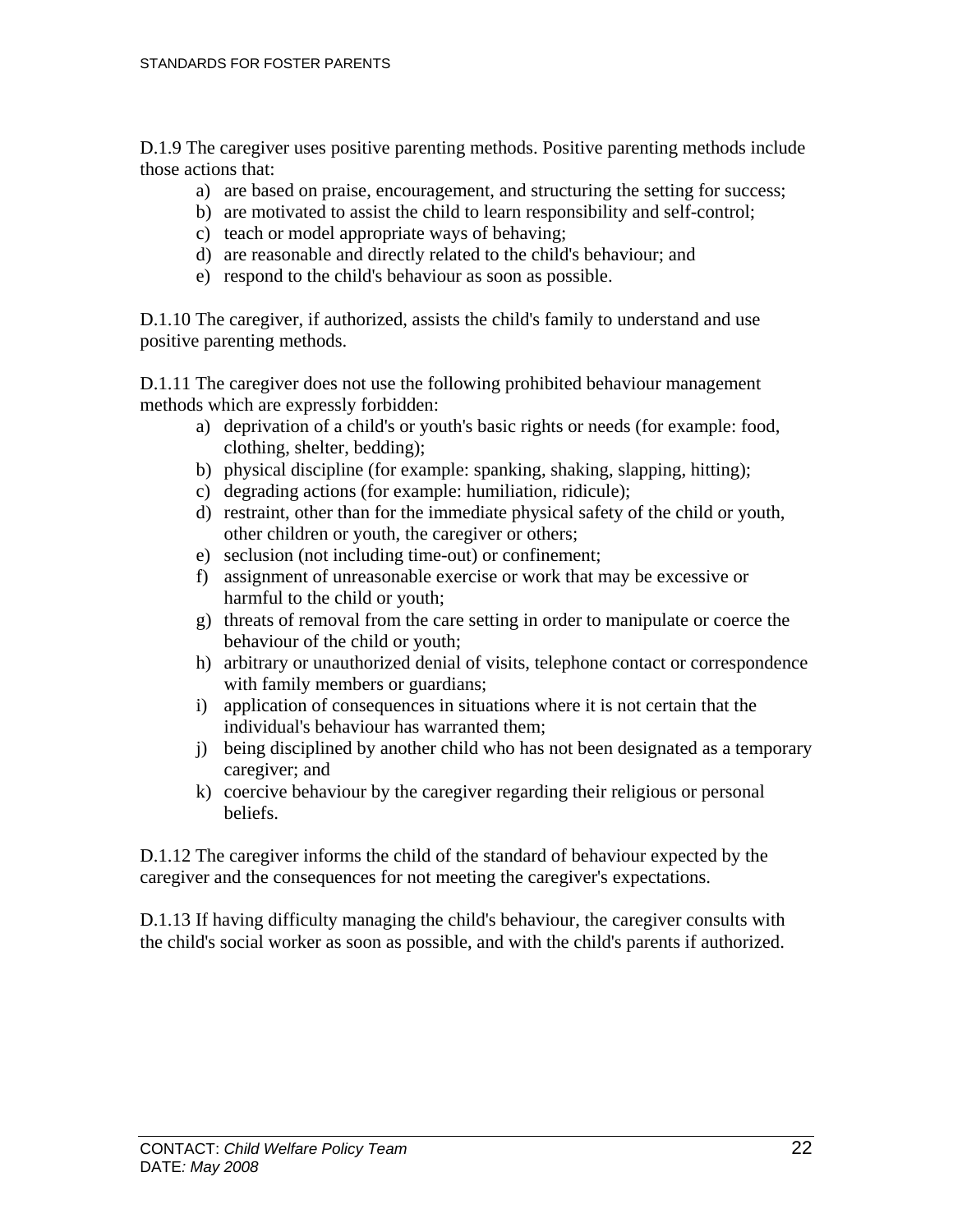D.1.9 The caregiver uses positive parenting methods. Positive parenting methods include those actions that:

a) are based on praise, encouragement, and structuring the setting for success;
b) are motivated to assist the child to learn responsibility and self-control;
c) teach or model appropriate ways of behaving;
d) are reasonable and directly related to the child's behaviour; and
e) respond to the child's behaviour as soon as possible.

D.1.10 The caregiver, if authorized, assists the child's family to understand and use positive parenting methods.

D.1.11 The caregiver does not use the following prohibited behaviour management methods which are expressly forbidden:

a) deprivation of a child's or youth's basic rights or needs (for example: food, clothing, shelter, bedding);
b) physical discipline (for example: spanking, shaking, slapping, hitting);
c) degrading actions (for example: humiliation, ridicule);
d) restraint, other than for the immediate physical safety of the child or youth, other children or youth, the caregiver or others;
e) seclusion (not including time-out) or confinement;
f) assignment of unreasonable exercise or work that may be excessive or harmful to the child or youth;
g) threats of removal from the care setting in order to manipulate or coerce the behaviour of the child or youth;
h) arbitrary or unauthorized denial of visits, telephone contact or correspondence with family members or guardians;
i) application of consequences in situations where it is not certain that the individual's behaviour has warranted them;
j) being disciplined by another child who has not been designated as a temporary caregiver; and
k) coercive behaviour by the caregiver regarding their religious or personal beliefs.

D.1.12 The caregiver informs the child of the standard of behaviour expected by the caregiver and the consequences for not meeting the caregiver's expectations.

D.1.13 If having difficulty managing the child's behaviour, the caregiver consults with the child's social worker as soon as possible, and with the child's parents if authorized.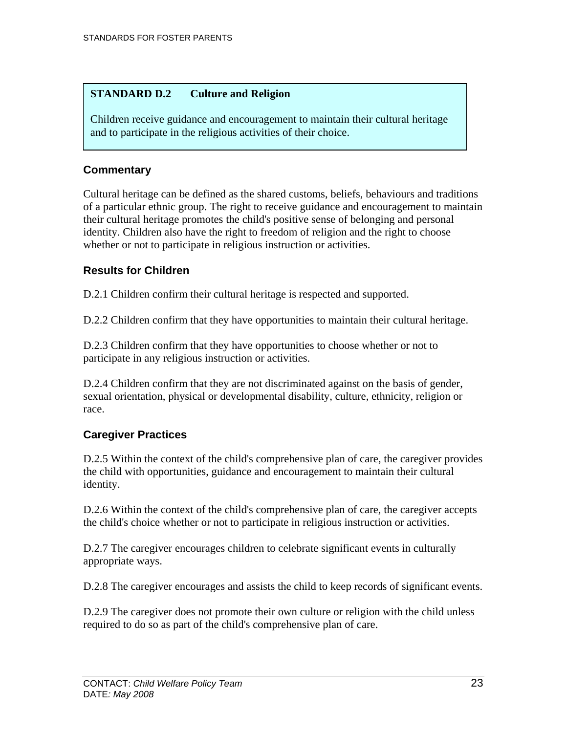**STANDARD D.2 Culture and Religion**

Children receive guidance and encouragement to maintain their cultural heritage and to participate in the religious activities of their choice.

### Commentary

Cultural heritage can be defined as the shared customs, beliefs, behaviours and traditions of a particular ethnic group. The right to receive guidance and encouragement to maintain their cultural heritage promotes the child's positive sense of belonging and personal identity. Children also have the right to freedom of religion and the right to choose whether or not to participate in religious instruction or activities.

### Results for Children

D.2.1 Children confirm their cultural heritage is respected and supported.

D.2.2 Children confirm that they have opportunities to maintain their cultural heritage.

D.2.3 Children confirm that they have opportunities to choose whether or not to participate in any religious instruction or activities.

D.2.4 Children confirm that they are not discriminated against on the basis of gender, sexual orientation, physical or developmental disability, culture, ethnicity, religion or race.

### Caregiver Practices

D.2.5 Within the context of the child's comprehensive plan of care, the caregiver provides the child with opportunities, guidance and encouragement to maintain their cultural identity.

D.2.6 Within the context of the child's comprehensive plan of care, the caregiver accepts the child's choice whether or not to participate in religious instruction or activities.

D.2.7 The caregiver encourages children to celebrate significant events in culturally appropriate ways.

D.2.8 The caregiver encourages and assists the child to keep records of significant events.

D.2.9 The caregiver does not promote their own culture or religion with the child unless required to do so as part of the child's comprehensive plan of care.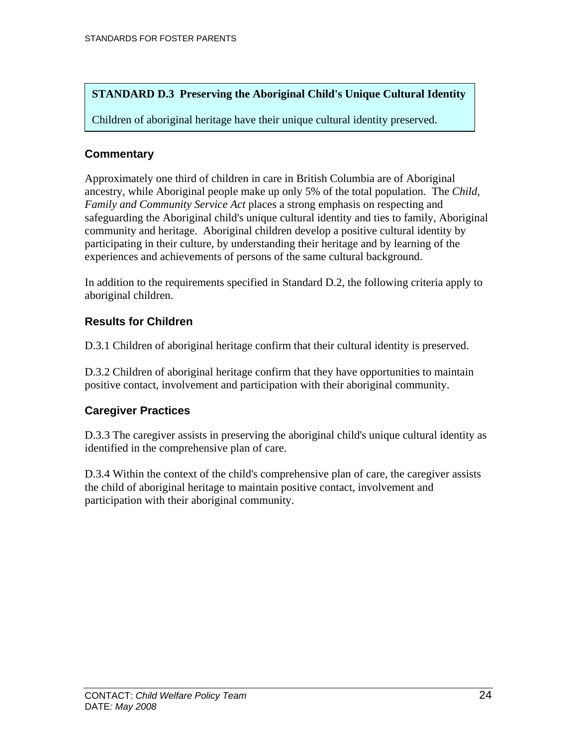**STANDARD D.3 Preserving the Aboriginal Child's Unique Cultural Identity**

Children of aboriginal heritage have their unique cultural identity preserved.

### Commentary

Approximately one third of children in care in British Columbia are of Aboriginal ancestry, while Aboriginal people make up only 5% of the total population. The *Child, Family and Community Service Act* places a strong emphasis on respecting and safeguarding the Aboriginal child's unique cultural identity and ties to family, Aboriginal community and heritage. Aboriginal children develop a positive cultural identity by participating in their culture, by understanding their heritage and by learning of the experiences and achievements of persons of the same cultural background.

In addition to the requirements specified in Standard D.2, the following criteria apply to aboriginal children.

### Results for Children

D.3.1 Children of aboriginal heritage confirm that their cultural identity is preserved.

D.3.2 Children of aboriginal heritage confirm that they have opportunities to maintain positive contact, involvement and participation with their aboriginal community.

### Caregiver Practices

D.3.3 The caregiver assists in preserving the aboriginal child's unique cultural identity as identified in the comprehensive plan of care.

D.3.4 Within the context of the child's comprehensive plan of care, the caregiver assists the child of aboriginal heritage to maintain positive contact, involvement and participation with their aboriginal community.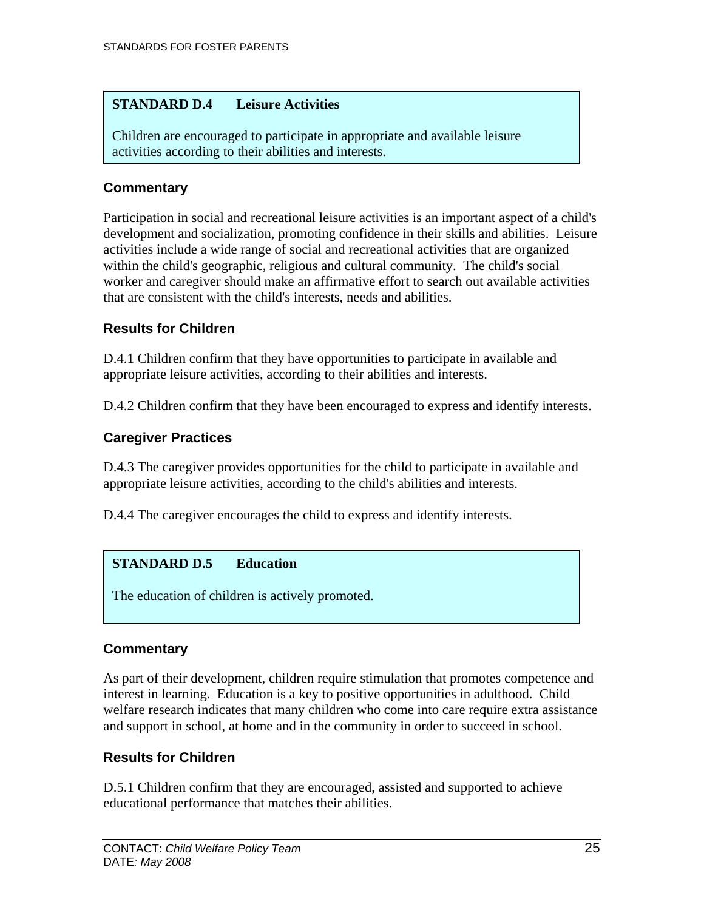**STANDARD D.4 Leisure Activities**

Children are encouraged to participate in appropriate and available leisure activities according to their abilities and interests.

### Commentary

Participation in social and recreational leisure activities is an important aspect of a child's development and socialization, promoting confidence in their skills and abilities. Leisure activities include a wide range of social and recreational activities that are organized within the child's geographic, religious and cultural community. The child's social worker and caregiver should make an affirmative effort to search out available activities that are consistent with the child's interests, needs and abilities.

### Results for Children

D.4.1 Children confirm that they have opportunities to participate in available and appropriate leisure activities, according to their abilities and interests.

D.4.2 Children confirm that they have been encouraged to express and identify interests.

### Caregiver Practices

D.4.3 The caregiver provides opportunities for the child to participate in available and appropriate leisure activities, according to the child's abilities and interests.

D.4.4 The caregiver encourages the child to express and identify interests.

**STANDARD D.5 Education**

The education of children is actively promoted.

### Commentary

As part of their development, children require stimulation that promotes competence and interest in learning. Education is a key to positive opportunities in adulthood. Child welfare research indicates that many children who come into care require extra assistance and support in school, at home and in the community in order to succeed in school.

### Results for Children

D.5.1 Children confirm that they are encouraged, assisted and supported to achieve educational performance that matches their abilities.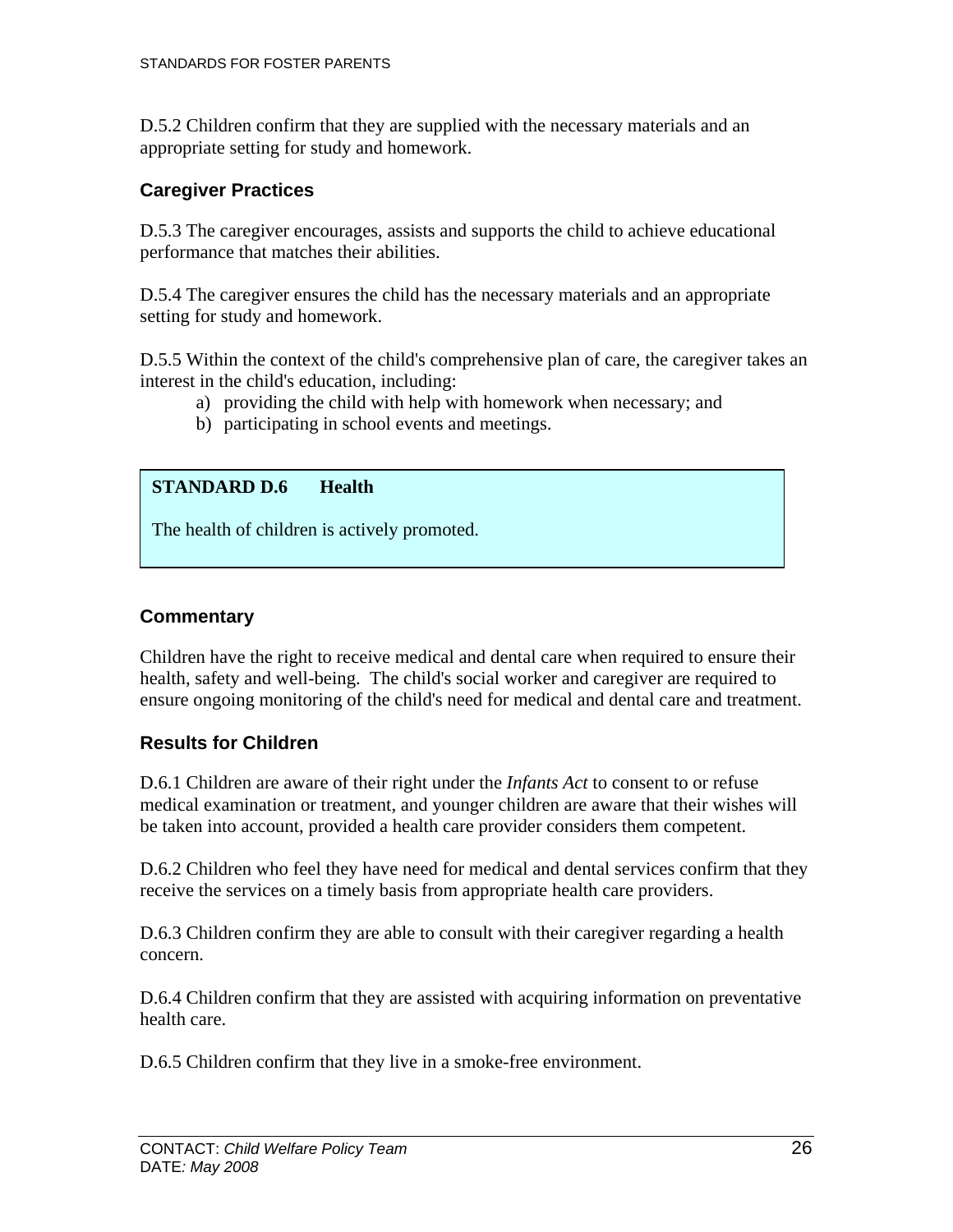D.5.2 Children confirm that they are supplied with the necessary materials and an appropriate setting for study and homework.

### Caregiver Practices

D.5.3 The caregiver encourages, assists and supports the child to achieve educational performance that matches their abilities.

D.5.4 The caregiver ensures the child has the necessary materials and an appropriate setting for study and homework.

D.5.5 Within the context of the child's comprehensive plan of care, the caregiver takes an interest in the child's education, including:

a) providing the child with help with homework when necessary; and
b) participating in school events and meetings.

**STANDARD D.6 Health**

The health of children is actively promoted.

### Commentary

Children have the right to receive medical and dental care when required to ensure their health, safety and well-being. The child's social worker and caregiver are required to ensure ongoing monitoring of the child's need for medical and dental care and treatment.

### Results for Children

D.6.1 Children are aware of their right under the *Infants Act* to consent to or refuse medical examination or treatment, and younger children are aware that their wishes will be taken into account, provided a health care provider considers them competent.

D.6.2 Children who feel they have need for medical and dental services confirm that they receive the services on a timely basis from appropriate health care providers.

D.6.3 Children confirm they are able to consult with their caregiver regarding a health concern.

D.6.4 Children confirm that they are assisted with acquiring information on preventative health care.

D.6.5 Children confirm that they live in a smoke-free environment.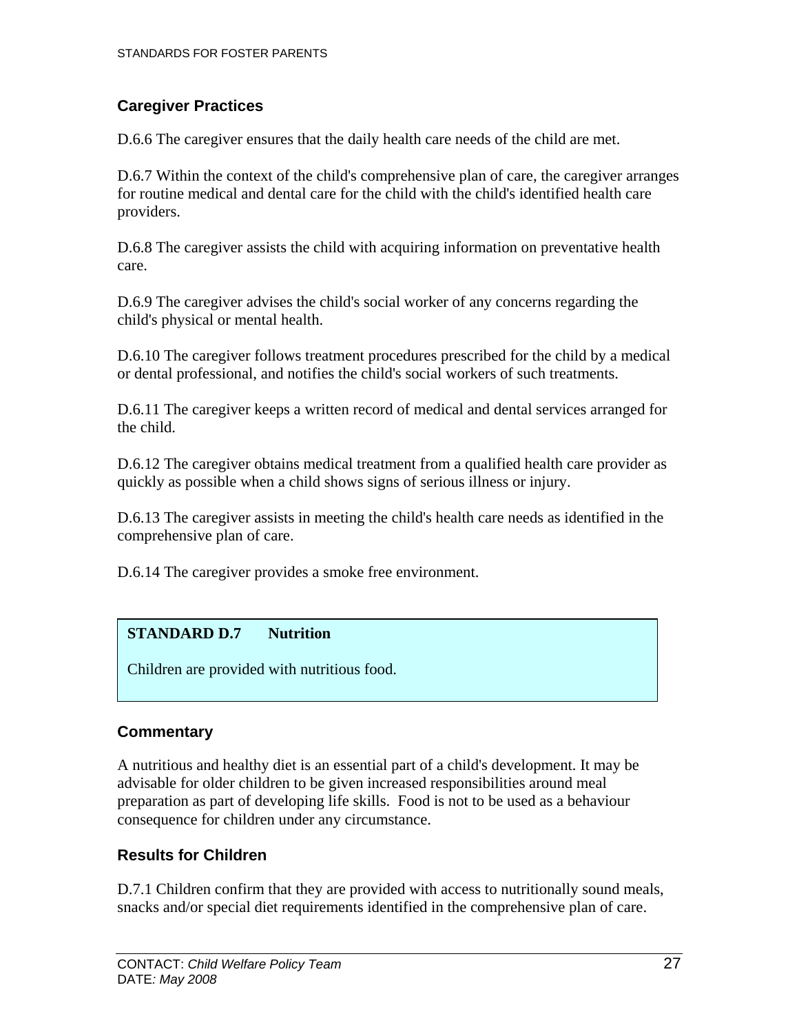### Caregiver Practices

D.6.6 The caregiver ensures that the daily health care needs of the child are met.

D.6.7 Within the context of the child's comprehensive plan of care, the caregiver arranges for routine medical and dental care for the child with the child's identified health care providers.

D.6.8 The caregiver assists the child with acquiring information on preventative health care.

D.6.9 The caregiver advises the child's social worker of any concerns regarding the child's physical or mental health.

D.6.10 The caregiver follows treatment procedures prescribed for the child by a medical or dental professional, and notifies the child's social workers of such treatments.

D.6.11 The caregiver keeps a written record of medical and dental services arranged for the child.

D.6.12 The caregiver obtains medical treatment from a qualified health care provider as quickly as possible when a child shows signs of serious illness or injury.

D.6.13 The caregiver assists in meeting the child's health care needs as identified in the comprehensive plan of care.

D.6.14 The caregiver provides a smoke free environment.

**STANDARD D.7 Nutrition**

Children are provided with nutritious food.

### Commentary

A nutritious and healthy diet is an essential part of a child's development. It may be advisable for older children to be given increased responsibilities around meal preparation as part of developing life skills. Food is not to be used as a behaviour consequence for children under any circumstance.

### Results for Children

D.7.1 Children confirm that they are provided with access to nutritionally sound meals, snacks and/or special diet requirements identified in the comprehensive plan of care.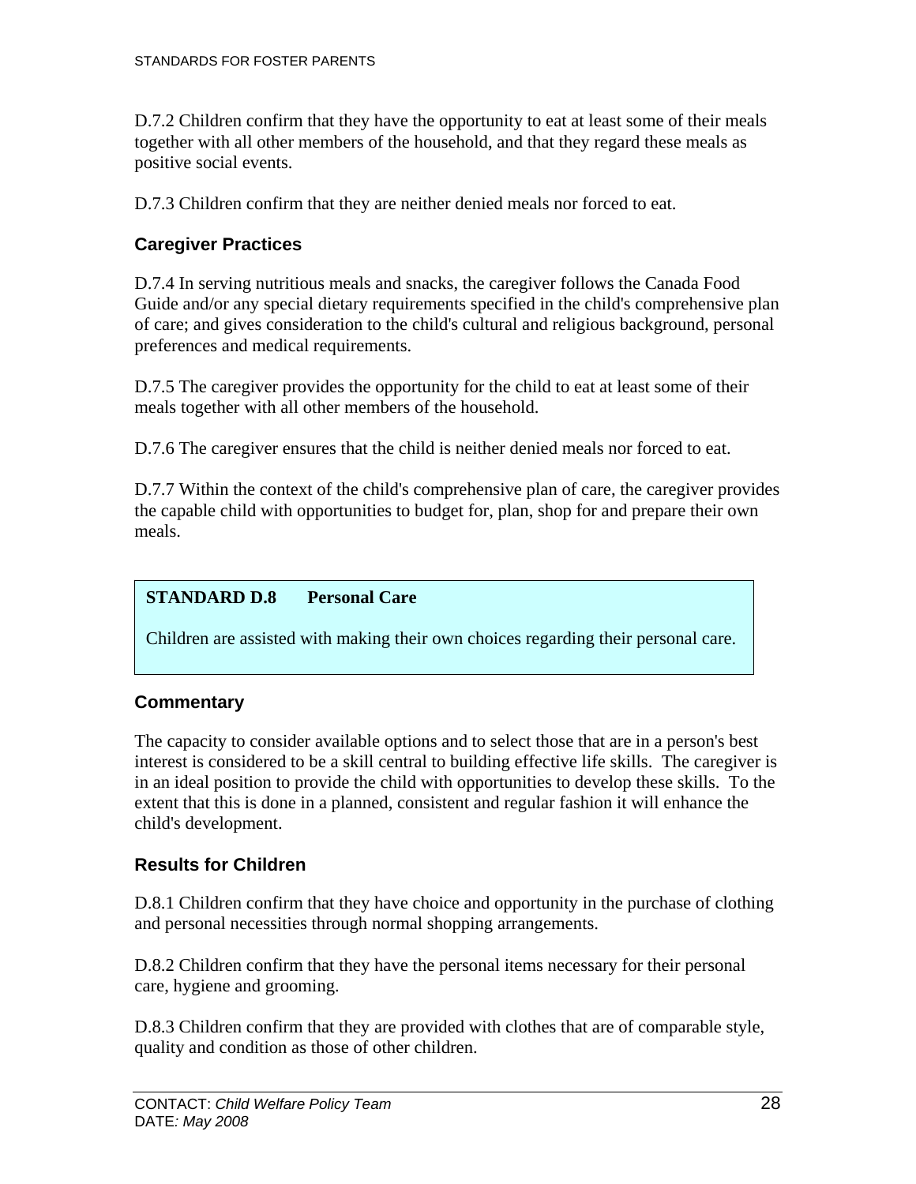D.7.2 Children confirm that they have the opportunity to eat at least some of their meals together with all other members of the household, and that they regard these meals as positive social events.

D.7.3 Children confirm that they are neither denied meals nor forced to eat.

### Caregiver Practices

D.7.4 In serving nutritious meals and snacks, the caregiver follows the Canada Food Guide and/or any special dietary requirements specified in the child's comprehensive plan of care; and gives consideration to the child's cultural and religious background, personal preferences and medical requirements.

D.7.5 The caregiver provides the opportunity for the child to eat at least some of their meals together with all other members of the household.

D.7.6 The caregiver ensures that the child is neither denied meals nor forced to eat.

D.7.7 Within the context of the child's comprehensive plan of care, the caregiver provides the capable child with opportunities to budget for, plan, shop for and prepare their own meals.

## STANDARD D.8 Personal Care

Children are assisted with making their own choices regarding their personal care.

### Commentary

The capacity to consider available options and to select those that are in a person's best interest is considered to be a skill central to building effective life skills. The caregiver is in an ideal position to provide the child with opportunities to develop these skills. To the extent that this is done in a planned, consistent and regular fashion it will enhance the child's development.

### Results for Children

D.8.1 Children confirm that they have choice and opportunity in the purchase of clothing and personal necessities through normal shopping arrangements.

D.8.2 Children confirm that they have the personal items necessary for their personal care, hygiene and grooming.

D.8.3 Children confirm that they are provided with clothes that are of comparable style, quality and condition as those of other children.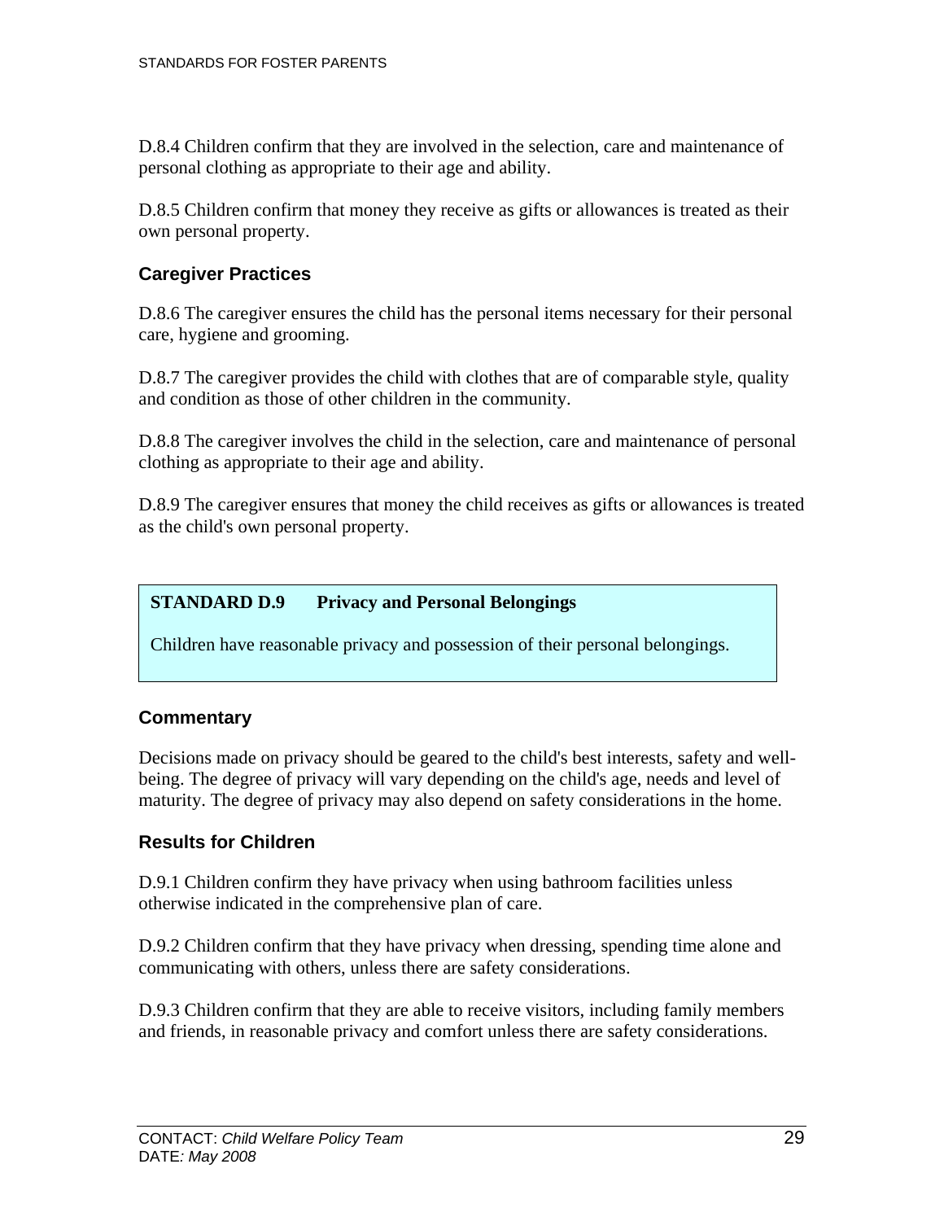D.8.4 Children confirm that they are involved in the selection, care and maintenance of personal clothing as appropriate to their age and ability.

D.8.5 Children confirm that money they receive as gifts or allowances is treated as their own personal property.

### Caregiver Practices

D.8.6 The caregiver ensures the child has the personal items necessary for their personal care, hygiene and grooming.

D.8.7 The caregiver provides the child with clothes that are of comparable style, quality and condition as those of other children in the community.

D.8.8 The caregiver involves the child in the selection, care and maintenance of personal clothing as appropriate to their age and ability.

D.8.9 The caregiver ensures that money the child receives as gifts or allowances is treated as the child's own personal property.

## STANDARD D.9 Privacy and Personal Belongings

Children have reasonable privacy and possession of their personal belongings.

### Commentary

Decisions made on privacy should be geared to the child's best interests, safety and well-being. The degree of privacy will vary depending on the child's age, needs and level of maturity. The degree of privacy may also depend on safety considerations in the home.

### Results for Children

D.9.1 Children confirm they have privacy when using bathroom facilities unless otherwise indicated in the comprehensive plan of care.

D.9.2 Children confirm that they have privacy when dressing, spending time alone and communicating with others, unless there are safety considerations.

D.9.3 Children confirm that they are able to receive visitors, including family members and friends, in reasonable privacy and comfort unless there are safety considerations.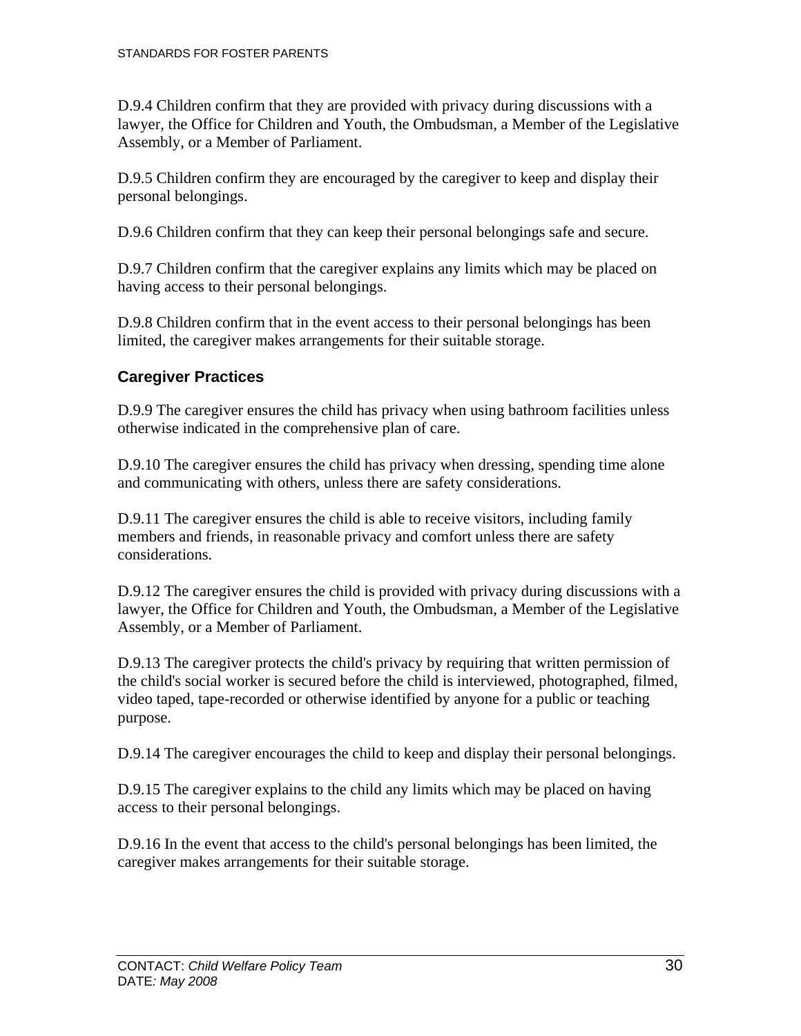D.9.4 Children confirm that they are provided with privacy during discussions with a lawyer, the Office for Children and Youth, the Ombudsman, a Member of the Legislative Assembly, or a Member of Parliament.

D.9.5 Children confirm they are encouraged by the caregiver to keep and display their personal belongings.

D.9.6 Children confirm that they can keep their personal belongings safe and secure.

D.9.7 Children confirm that the caregiver explains any limits which may be placed on having access to their personal belongings.

D.9.8 Children confirm that in the event access to their personal belongings has been limited, the caregiver makes arrangements for their suitable storage.

### Caregiver Practices

D.9.9 The caregiver ensures the child has privacy when using bathroom facilities unless otherwise indicated in the comprehensive plan of care.

D.9.10 The caregiver ensures the child has privacy when dressing, spending time alone and communicating with others, unless there are safety considerations.

D.9.11 The caregiver ensures the child is able to receive visitors, including family members and friends, in reasonable privacy and comfort unless there are safety considerations.

D.9.12 The caregiver ensures the child is provided with privacy during discussions with a lawyer, the Office for Children and Youth, the Ombudsman, a Member of the Legislative Assembly, or a Member of Parliament.

D.9.13 The caregiver protects the child's privacy by requiring that written permission of the child's social worker is secured before the child is interviewed, photographed, filmed, video taped, tape-recorded or otherwise identified by anyone for a public or teaching purpose.

D.9.14 The caregiver encourages the child to keep and display their personal belongings.

D.9.15 The caregiver explains to the child any limits which may be placed on having access to their personal belongings.

D.9.16 In the event that access to the child's personal belongings has been limited, the caregiver makes arrangements for their suitable storage.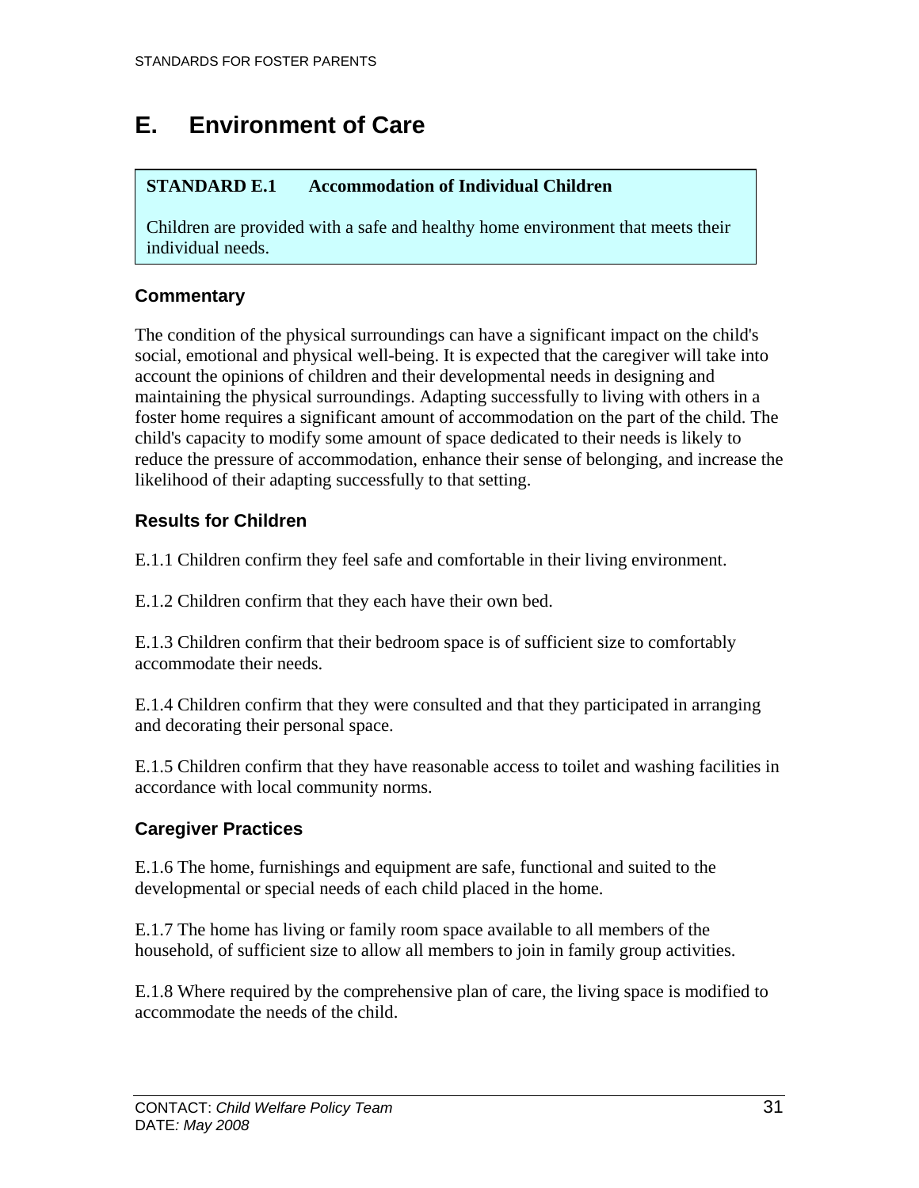# E. Environment of Care

**STANDARD E.1 Accommodation of Individual Children**

Children are provided with a safe and healthy home environment that meets their individual needs.

### Commentary

The condition of the physical surroundings can have a significant impact on the child's social, emotional and physical well-being. It is expected that the caregiver will take into account the opinions of children and their developmental needs in designing and maintaining the physical surroundings. Adapting successfully to living with others in a foster home requires a significant amount of accommodation on the part of the child. The child's capacity to modify some amount of space dedicated to their needs is likely to reduce the pressure of accommodation, enhance their sense of belonging, and increase the likelihood of their adapting successfully to that setting.

### Results for Children

E.1.1 Children confirm they feel safe and comfortable in their living environment.

E.1.2 Children confirm that they each have their own bed.

E.1.3 Children confirm that their bedroom space is of sufficient size to comfortably accommodate their needs.

E.1.4 Children confirm that they were consulted and that they participated in arranging and decorating their personal space.

E.1.5 Children confirm that they have reasonable access to toilet and washing facilities in accordance with local community norms.

### Caregiver Practices

E.1.6 The home, furnishings and equipment are safe, functional and suited to the developmental or special needs of each child placed in the home.

E.1.7 The home has living or family room space available to all members of the household, of sufficient size to allow all members to join in family group activities.

E.1.8 Where required by the comprehensive plan of care, the living space is modified to accommodate the needs of the child.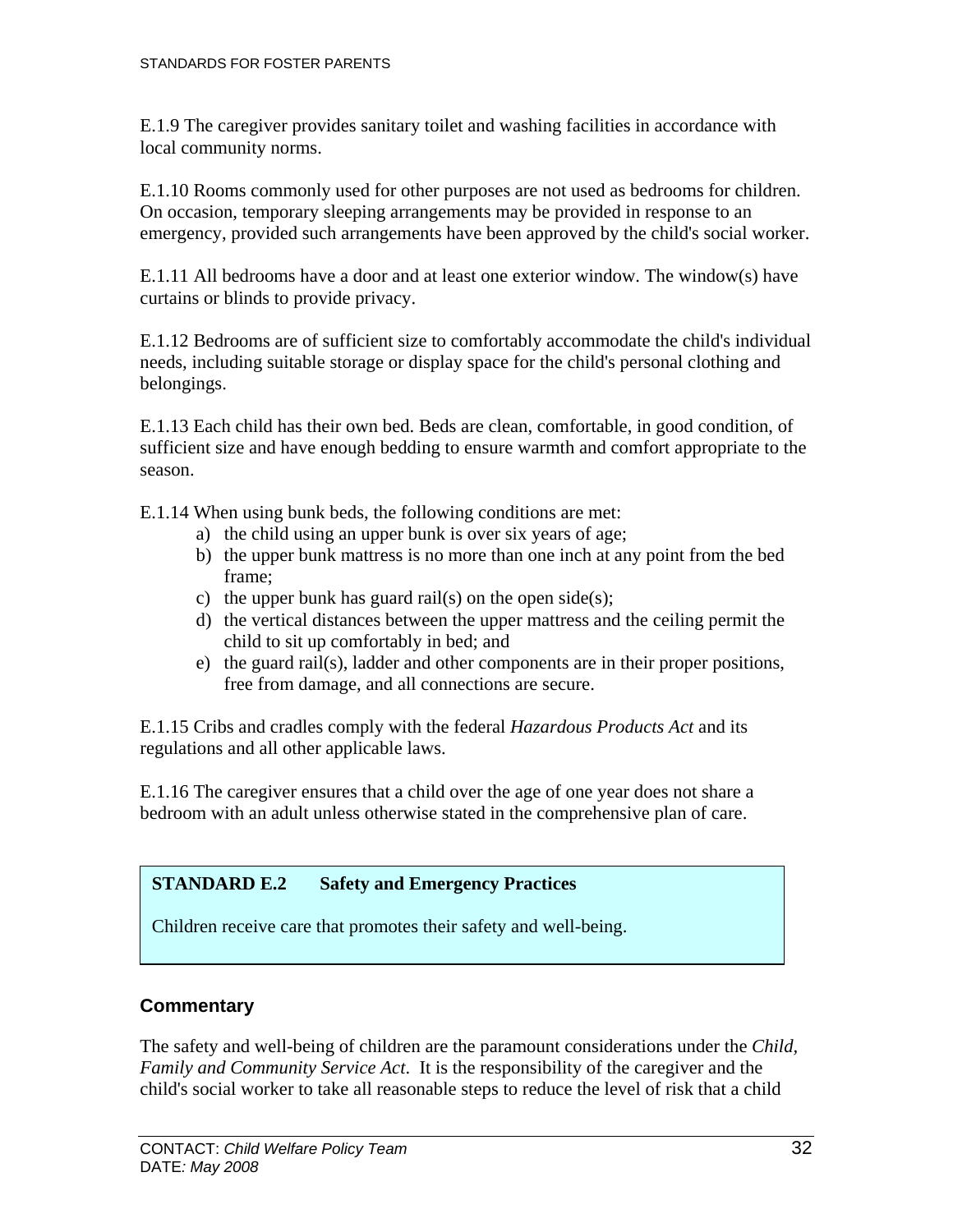E.1.9 The caregiver provides sanitary toilet and washing facilities in accordance with local community norms.

E.1.10 Rooms commonly used for other purposes are not used as bedrooms for children. On occasion, temporary sleeping arrangements may be provided in response to an emergency, provided such arrangements have been approved by the child's social worker.

E.1.11 All bedrooms have a door and at least one exterior window. The window(s) have curtains or blinds to provide privacy.

E.1.12 Bedrooms are of sufficient size to comfortably accommodate the child's individual needs, including suitable storage or display space for the child's personal clothing and belongings.

E.1.13 Each child has their own bed. Beds are clean, comfortable, in good condition, of sufficient size and have enough bedding to ensure warmth and comfort appropriate to the season.

E.1.14 When using bunk beds, the following conditions are met:

a) the child using an upper bunk is over six years of age;
b) the upper bunk mattress is no more than one inch at any point from the bed frame;
c) the upper bunk has guard rail(s) on the open side(s);
d) the vertical distances between the upper mattress and the ceiling permit the child to sit up comfortably in bed; and
e) the guard rail(s), ladder and other components are in their proper positions, free from damage, and all connections are secure.

E.1.15 Cribs and cradles comply with the federal *Hazardous Products Act* and its regulations and all other applicable laws.

E.1.16 The caregiver ensures that a child over the age of one year does not share a bedroom with an adult unless otherwise stated in the comprehensive plan of care.

**STANDARD E.2 Safety and Emergency Practices**

Children receive care that promotes their safety and well-being.

## Commentary

The safety and well-being of children are the paramount considerations under the *Child, Family and Community Service Act.* It is the responsibility of the caregiver and the child's social worker to take all reasonable steps to reduce the level of risk that a child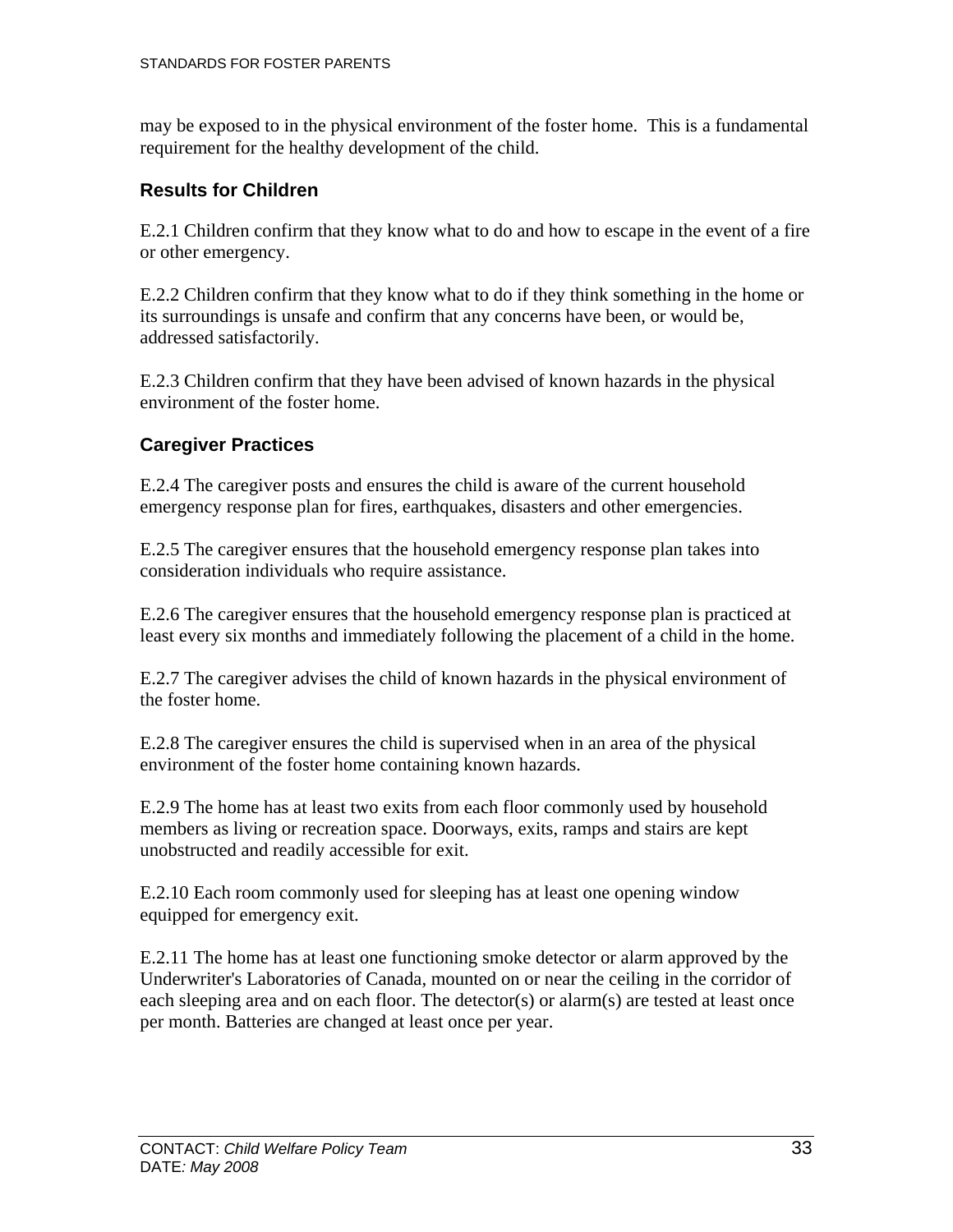may be exposed to in the physical environment of the foster home. This is a fundamental requirement for the healthy development of the child.

### Results for Children

E.2.1 Children confirm that they know what to do and how to escape in the event of a fire or other emergency.

E.2.2 Children confirm that they know what to do if they think something in the home or its surroundings is unsafe and confirm that any concerns have been, or would be, addressed satisfactorily.

E.2.3 Children confirm that they have been advised of known hazards in the physical environment of the foster home.

### Caregiver Practices

E.2.4 The caregiver posts and ensures the child is aware of the current household emergency response plan for fires, earthquakes, disasters and other emergencies.

E.2.5 The caregiver ensures that the household emergency response plan takes into consideration individuals who require assistance.

E.2.6 The caregiver ensures that the household emergency response plan is practiced at least every six months and immediately following the placement of a child in the home.

E.2.7 The caregiver advises the child of known hazards in the physical environment of the foster home.

E.2.8 The caregiver ensures the child is supervised when in an area of the physical environment of the foster home containing known hazards.

E.2.9 The home has at least two exits from each floor commonly used by household members as living or recreation space. Doorways, exits, ramps and stairs are kept unobstructed and readily accessible for exit.

E.2.10 Each room commonly used for sleeping has at least one opening window equipped for emergency exit.

E.2.11 The home has at least one functioning smoke detector or alarm approved by the Underwriter's Laboratories of Canada, mounted on or near the ceiling in the corridor of each sleeping area and on each floor. The detector(s) or alarm(s) are tested at least once per month. Batteries are changed at least once per year.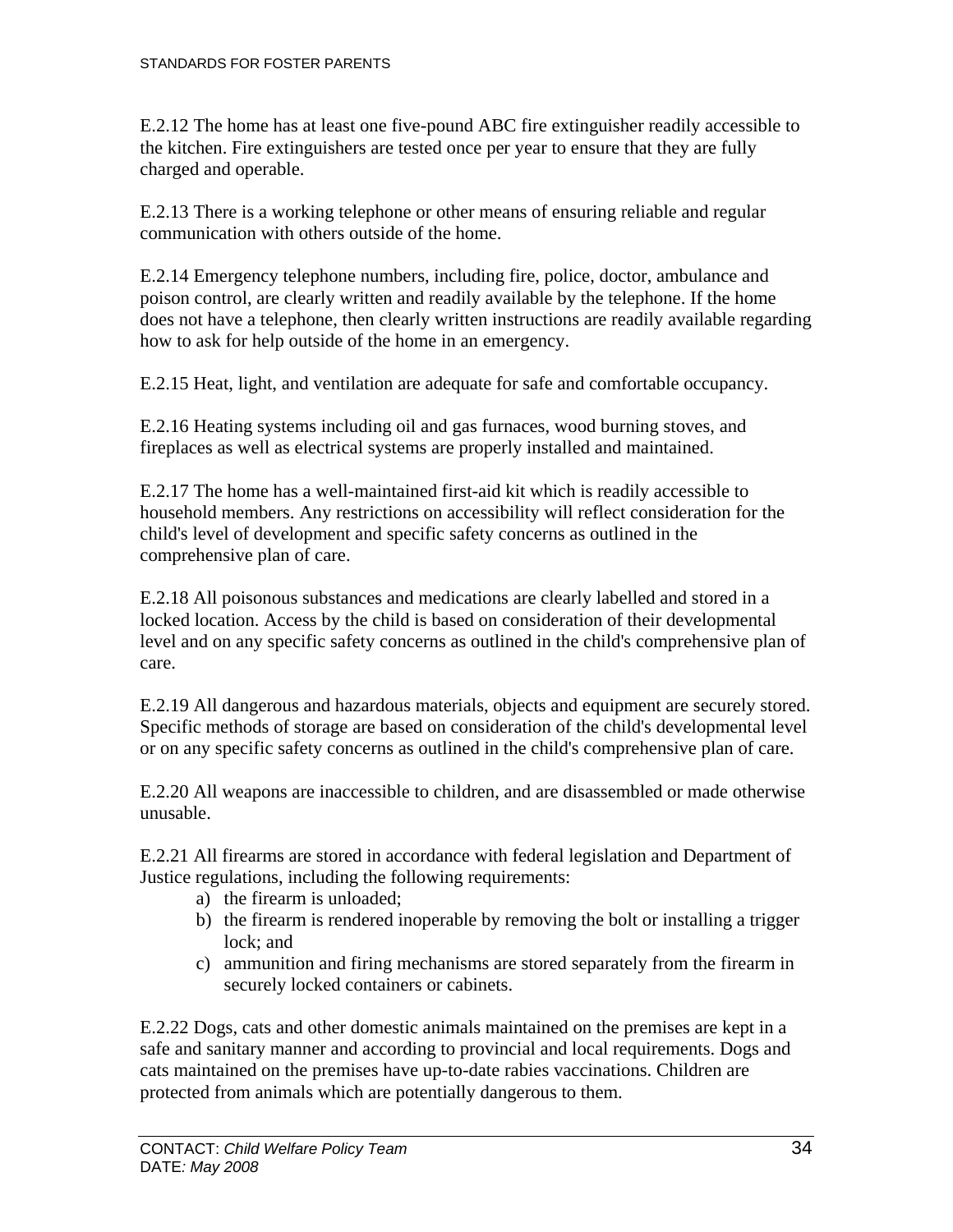E.2.12 The home has at least one five-pound ABC fire extinguisher readily accessible to the kitchen. Fire extinguishers are tested once per year to ensure that they are fully charged and operable.

E.2.13 There is a working telephone or other means of ensuring reliable and regular communication with others outside of the home.

E.2.14 Emergency telephone numbers, including fire, police, doctor, ambulance and poison control, are clearly written and readily available by the telephone. If the home does not have a telephone, then clearly written instructions are readily available regarding how to ask for help outside of the home in an emergency.

E.2.15 Heat, light, and ventilation are adequate for safe and comfortable occupancy.

E.2.16 Heating systems including oil and gas furnaces, wood burning stoves, and fireplaces as well as electrical systems are properly installed and maintained.

E.2.17 The home has a well-maintained first-aid kit which is readily accessible to household members. Any restrictions on accessibility will reflect consideration for the child's level of development and specific safety concerns as outlined in the comprehensive plan of care.

E.2.18 All poisonous substances and medications are clearly labelled and stored in a locked location. Access by the child is based on consideration of their developmental level and on any specific safety concerns as outlined in the child's comprehensive plan of care.

E.2.19 All dangerous and hazardous materials, objects and equipment are securely stored. Specific methods of storage are based on consideration of the child's developmental level or on any specific safety concerns as outlined in the child's comprehensive plan of care.

E.2.20 All weapons are inaccessible to children, and are disassembled or made otherwise unusable.

E.2.21 All firearms are stored in accordance with federal legislation and Department of Justice regulations, including the following requirements:

a) the firearm is unloaded;
b) the firearm is rendered inoperable by removing the bolt or installing a trigger lock; and
c) ammunition and firing mechanisms are stored separately from the firearm in securely locked containers or cabinets.

E.2.22 Dogs, cats and other domestic animals maintained on the premises are kept in a safe and sanitary manner and according to provincial and local requirements. Dogs and cats maintained on the premises have up-to-date rabies vaccinations. Children are protected from animals which are potentially dangerous to them.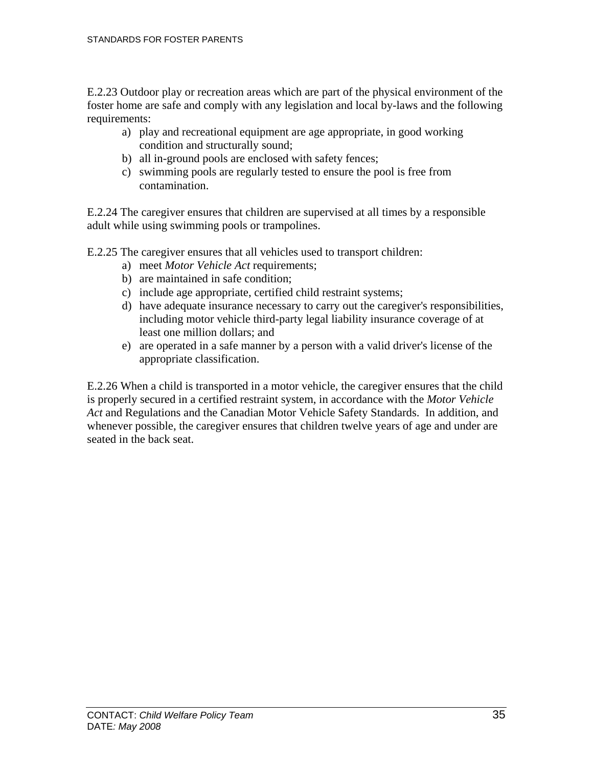E.2.23 Outdoor play or recreation areas which are part of the physical environment of the foster home are safe and comply with any legislation and local by-laws and the following requirements:

a) play and recreational equipment are age appropriate, in good working condition and structurally sound;
b) all in-ground pools are enclosed with safety fences;
c) swimming pools are regularly tested to ensure the pool is free from contamination.

E.2.24 The caregiver ensures that children are supervised at all times by a responsible adult while using swimming pools or trampolines.

E.2.25 The caregiver ensures that all vehicles used to transport children:

a) meet *Motor Vehicle Act* requirements;
b) are maintained in safe condition;
c) include age appropriate, certified child restraint systems;
d) have adequate insurance necessary to carry out the caregiver's responsibilities, including motor vehicle third-party legal liability insurance coverage of at least one million dollars; and
e) are operated in a safe manner by a person with a valid driver's license of the appropriate classification.

E.2.26 When a child is transported in a motor vehicle, the caregiver ensures that the child is properly secured in a certified restraint system, in accordance with the *Motor Vehicle Act* and Regulations and the Canadian Motor Vehicle Safety Standards. In addition, and whenever possible, the caregiver ensures that children twelve years of age and under are seated in the back seat.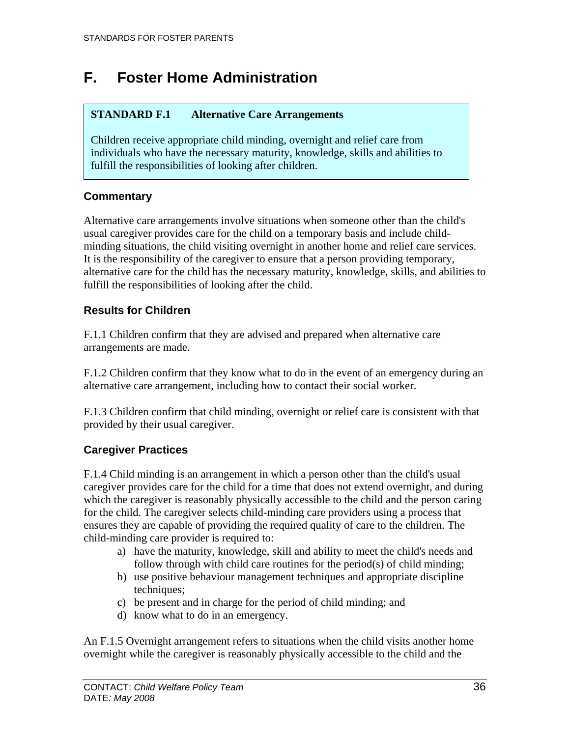# F. Foster Home Administration

**STANDARD F.1 Alternative Care Arrangements**

Children receive appropriate child minding, overnight and relief care from individuals who have the necessary maturity, knowledge, skills and abilities to fulfill the responsibilities of looking after children.

### Commentary

Alternative care arrangements involve situations when someone other than the child's usual caregiver provides care for the child on a temporary basis and include child-minding situations, the child visiting overnight in another home and relief care services. It is the responsibility of the caregiver to ensure that a person providing temporary, alternative care for the child has the necessary maturity, knowledge, skills, and abilities to fulfill the responsibilities of looking after the child.

### Results for Children

F.1.1 Children confirm that they are advised and prepared when alternative care arrangements are made.

F.1.2 Children confirm that they know what to do in the event of an emergency during an alternative care arrangement, including how to contact their social worker.

F.1.3 Children confirm that child minding, overnight or relief care is consistent with that provided by their usual caregiver.

### Caregiver Practices

F.1.4 Child minding is an arrangement in which a person other than the child's usual caregiver provides care for the child for a time that does not extend overnight, and during which the caregiver is reasonably physically accessible to the child and the person caring for the child. The caregiver selects child-minding care providers using a process that ensures they are capable of providing the required quality of care to the children. The child-minding care provider is required to:

a) have the maturity, knowledge, skill and ability to meet the child's needs and follow through with child care routines for the period(s) of child minding;
b) use positive behaviour management techniques and appropriate discipline techniques;
c) be present and in charge for the period of child minding; and
d) know what to do in an emergency.

An F.1.5 Overnight arrangement refers to situations when the child visits another home overnight while the caregiver is reasonably physically accessible to the child and the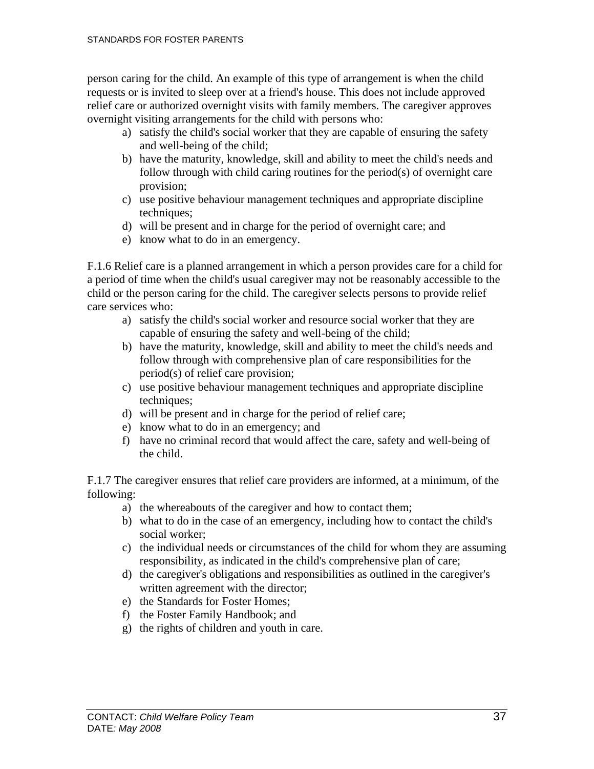person caring for the child. An example of this type of arrangement is when the child requests or is invited to sleep over at a friend's house. This does not include approved relief care or authorized overnight visits with family members. The caregiver approves overnight visiting arrangements for the child with persons who:

a) satisfy the child's social worker that they are capable of ensuring the safety and well-being of the child;
b) have the maturity, knowledge, skill and ability to meet the child's needs and follow through with child caring routines for the period(s) of overnight care provision;
c) use positive behaviour management techniques and appropriate discipline techniques;
d) will be present and in charge for the period of overnight care; and
e) know what to do in an emergency.

F.1.6 Relief care is a planned arrangement in which a person provides care for a child for a period of time when the child's usual caregiver may not be reasonably accessible to the child or the person caring for the child. The caregiver selects persons to provide relief care services who:

a) satisfy the child's social worker and resource social worker that they are capable of ensuring the safety and well-being of the child;
b) have the maturity, knowledge, skill and ability to meet the child's needs and follow through with comprehensive plan of care responsibilities for the period(s) of relief care provision;
c) use positive behaviour management techniques and appropriate discipline techniques;
d) will be present and in charge for the period of relief care;
e) know what to do in an emergency; and
f) have no criminal record that would affect the care, safety and well-being of the child.

F.1.7 The caregiver ensures that relief care providers are informed, at a minimum, of the following:

a) the whereabouts of the caregiver and how to contact them;
b) what to do in the case of an emergency, including how to contact the child's social worker;
c) the individual needs or circumstances of the child for whom they are assuming responsibility, as indicated in the child's comprehensive plan of care;
d) the caregiver's obligations and responsibilities as outlined in the caregiver's written agreement with the director;
e) the Standards for Foster Homes;
f) the Foster Family Handbook; and
g) the rights of children and youth in care.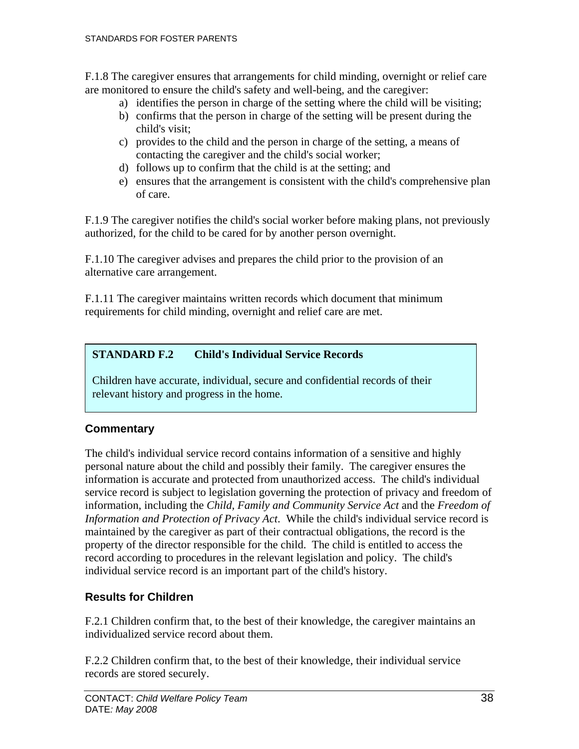F.1.8 The caregiver ensures that arrangements for child minding, overnight or relief care are monitored to ensure the child's safety and well-being, and the caregiver:

a) identifies the person in charge of the setting where the child will be visiting;
b) confirms that the person in charge of the setting will be present during the child's visit;
c) provides to the child and the person in charge of the setting, a means of contacting the caregiver and the child's social worker;
d) follows up to confirm that the child is at the setting; and
e) ensures that the arrangement is consistent with the child's comprehensive plan of care.

F.1.9 The caregiver notifies the child's social worker before making plans, not previously authorized, for the child to be cared for by another person overnight.

F.1.10 The caregiver advises and prepares the child prior to the provision of an alternative care arrangement.

F.1.11 The caregiver maintains written records which document that minimum requirements for child minding, overnight and relief care are met.

**STANDARD F.2 Child's Individual Service Records**

Children have accurate, individual, secure and confidential records of their relevant history and progress in the home.

## Commentary

The child's individual service record contains information of a sensitive and highly personal nature about the child and possibly their family. The caregiver ensures the information is accurate and protected from unauthorized access. The child's individual service record is subject to legislation governing the protection of privacy and freedom of information, including the *Child, Family and Community Service Act* and the *Freedom of Information and Protection of Privacy Act*. While the child's individual service record is maintained by the caregiver as part of their contractual obligations, the record is the property of the director responsible for the child. The child is entitled to access the record according to procedures in the relevant legislation and policy. The child's individual service record is an important part of the child's history.

## Results for Children

F.2.1 Children confirm that, to the best of their knowledge, the caregiver maintains an individualized service record about them.

F.2.2 Children confirm that, to the best of their knowledge, their individual service records are stored securely.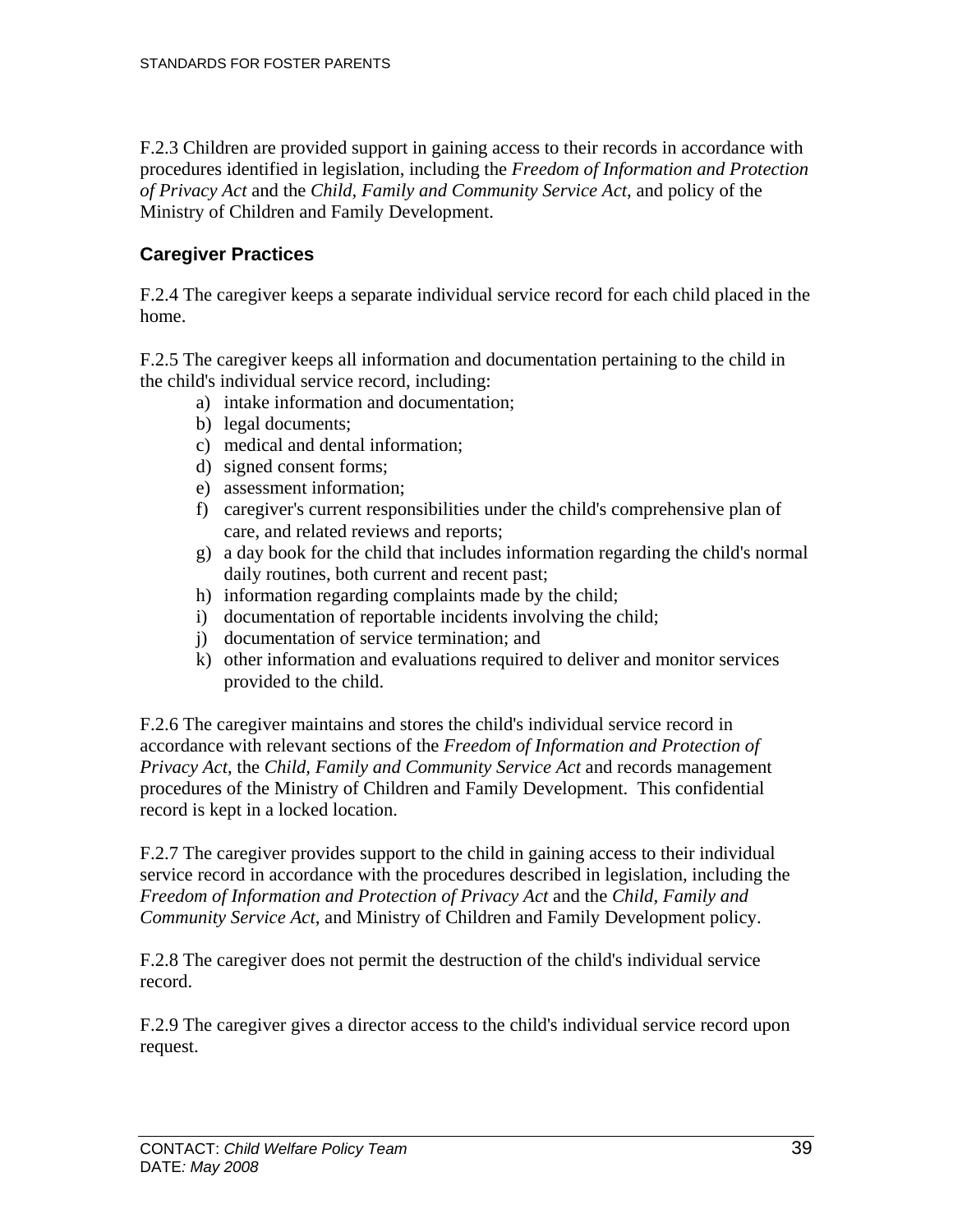F.2.3 Children are provided support in gaining access to their records in accordance with procedures identified in legislation, including the *Freedom of Information and Protection of Privacy Act* and the *Child, Family and Community Service Act*, and policy of the Ministry of Children and Family Development.

### Caregiver Practices

F.2.4 The caregiver keeps a separate individual service record for each child placed in the home.

F.2.5 The caregiver keeps all information and documentation pertaining to the child in the child's individual service record, including:

a) intake information and documentation;
b) legal documents;
c) medical and dental information;
d) signed consent forms;
e) assessment information;
f) caregiver's current responsibilities under the child's comprehensive plan of care, and related reviews and reports;
g) a day book for the child that includes information regarding the child's normal daily routines, both current and recent past;
h) information regarding complaints made by the child;
i) documentation of reportable incidents involving the child;
j) documentation of service termination; and
k) other information and evaluations required to deliver and monitor services provided to the child.

F.2.6 The caregiver maintains and stores the child's individual service record in accordance with relevant sections of the *Freedom of Information and Protection of Privacy Act*, the *Child, Family and Community Service Act* and records management procedures of the Ministry of Children and Family Development. This confidential record is kept in a locked location.

F.2.7 The caregiver provides support to the child in gaining access to their individual service record in accordance with the procedures described in legislation, including the *Freedom of Information and Protection of Privacy Act* and the *Child, Family and Community Service Act*, and Ministry of Children and Family Development policy.

F.2.8 The caregiver does not permit the destruction of the child's individual service record.

F.2.9 The caregiver gives a director access to the child's individual service record upon request.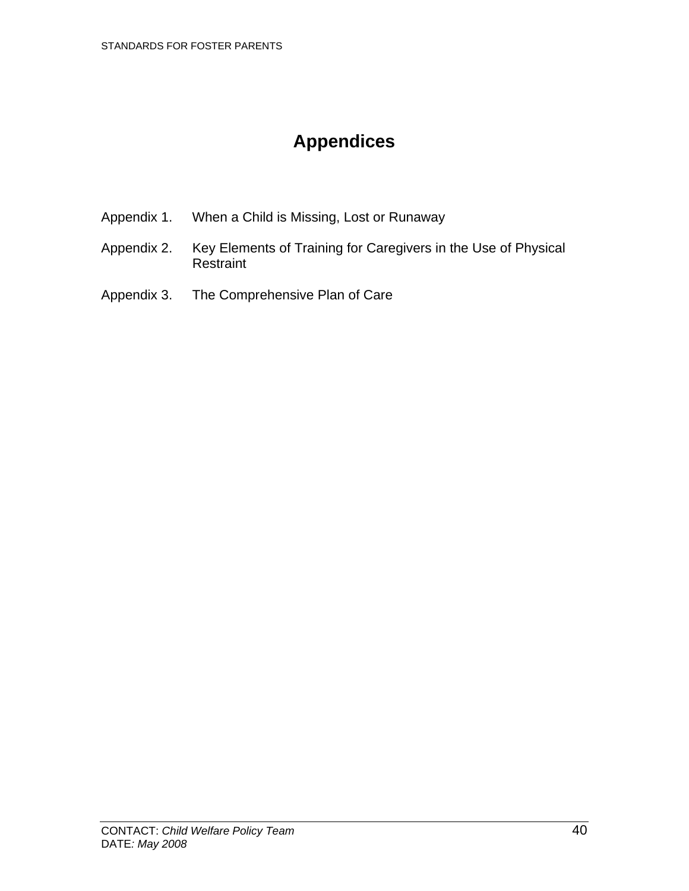# Appendices

Appendix 1. When a Child is Missing, Lost or Runaway

Appendix 2. Key Elements of Training for Caregivers in the Use of Physical Restraint

Appendix 3. The Comprehensive Plan of Care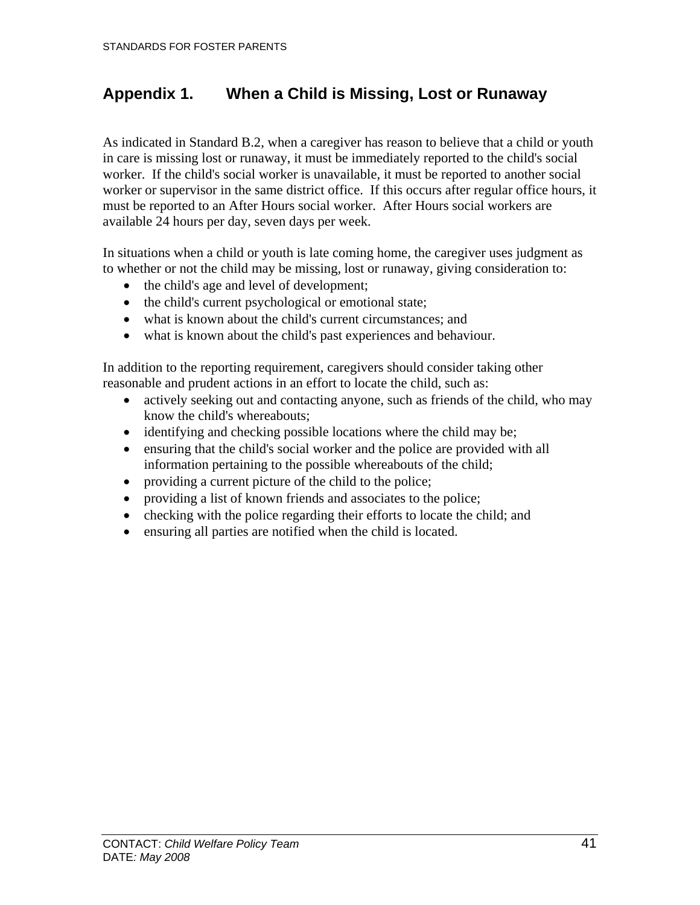# Appendix 1. When a Child is Missing, Lost or Runaway

As indicated in Standard B.2, when a caregiver has reason to believe that a child or youth in care is missing lost or runaway, it must be immediately reported to the child's social worker. If the child's social worker is unavailable, it must be reported to another social worker or supervisor in the same district office. If this occurs after regular office hours, it must be reported to an After Hours social worker. After Hours social workers are available 24 hours per day, seven days per week.

In situations when a child or youth is late coming home, the caregiver uses judgment as to whether or not the child may be missing, lost or runaway, giving consideration to:

- the child's age and level of development;
- the child's current psychological or emotional state;
- what is known about the child's current circumstances; and
- what is known about the child's past experiences and behaviour.

In addition to the reporting requirement, caregivers should consider taking other reasonable and prudent actions in an effort to locate the child, such as:

- actively seeking out and contacting anyone, such as friends of the child, who may know the child's whereabouts;
- identifying and checking possible locations where the child may be;
- ensuring that the child's social worker and the police are provided with all information pertaining to the possible whereabouts of the child;
- providing a current picture of the child to the police;
- providing a list of known friends and associates to the police;
- checking with the police regarding their efforts to locate the child; and
- ensuring all parties are notified when the child is located.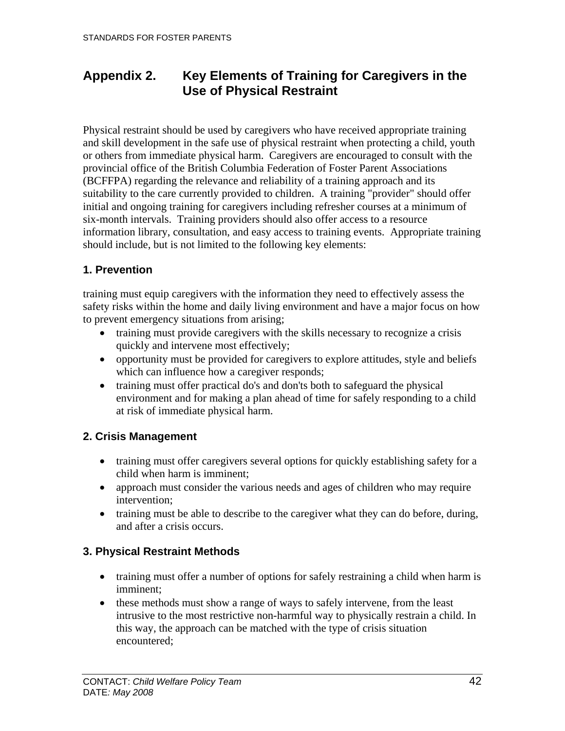## Appendix 2. Key Elements of Training for Caregivers in the Use of Physical Restraint

Physical restraint should be used by caregivers who have received appropriate training and skill development in the safe use of physical restraint when protecting a child, youth or others from immediate physical harm. Caregivers are encouraged to consult with the provincial office of the British Columbia Federation of Foster Parent Associations (BCFFPA) regarding the relevance and reliability of a training approach and its suitability to the care currently provided to children. A training "provider" should offer initial and ongoing training for caregivers including refresher courses at a minimum of six-month intervals. Training providers should also offer access to a resource information library, consultation, and easy access to training events. Appropriate training should include, but is not limited to the following key elements:

### 1. Prevention

training must equip caregivers with the information they need to effectively assess the safety risks within the home and daily living environment and have a major focus on how to prevent emergency situations from arising;

- training must provide caregivers with the skills necessary to recognize a crisis quickly and intervene most effectively;
- opportunity must be provided for caregivers to explore attitudes, style and beliefs which can influence how a caregiver responds;
- training must offer practical do's and don'ts both to safeguard the physical environment and for making a plan ahead of time for safely responding to a child at risk of immediate physical harm.

### 2. Crisis Management

- training must offer caregivers several options for quickly establishing safety for a child when harm is imminent;
- approach must consider the various needs and ages of children who may require intervention;
- training must be able to describe to the caregiver what they can do before, during, and after a crisis occurs.

### 3. Physical Restraint Methods

- training must offer a number of options for safely restraining a child when harm is imminent;
- these methods must show a range of ways to safely intervene, from the least intrusive to the most restrictive non-harmful way to physically restrain a child. In this way, the approach can be matched with the type of crisis situation encountered;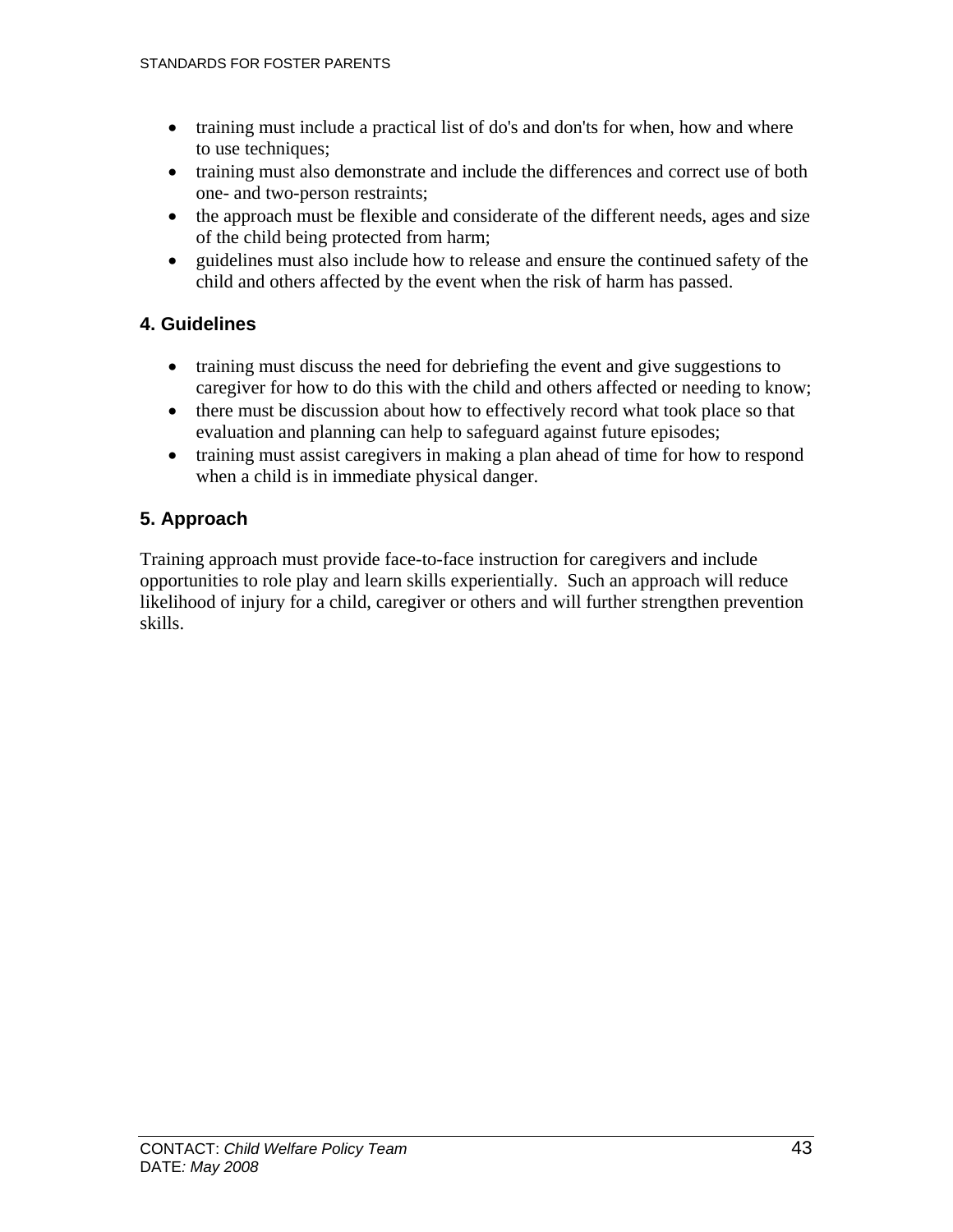- training must include a practical list of do's and don'ts for when, how and where to use techniques;
- training must also demonstrate and include the differences and correct use of both one- and two-person restraints;
- the approach must be flexible and considerate of the different needs, ages and size of the child being protected from harm;
- guidelines must also include how to release and ensure the continued safety of the child and others affected by the event when the risk of harm has passed.

### 4. Guidelines

- training must discuss the need for debriefing the event and give suggestions to caregiver for how to do this with the child and others affected or needing to know;
- there must be discussion about how to effectively record what took place so that evaluation and planning can help to safeguard against future episodes;
- training must assist caregivers in making a plan ahead of time for how to respond when a child is in immediate physical danger.

### 5. Approach

Training approach must provide face-to-face instruction for caregivers and include opportunities to role play and learn skills experientially. Such an approach will reduce likelihood of injury for a child, caregiver or others and will further strengthen prevention skills.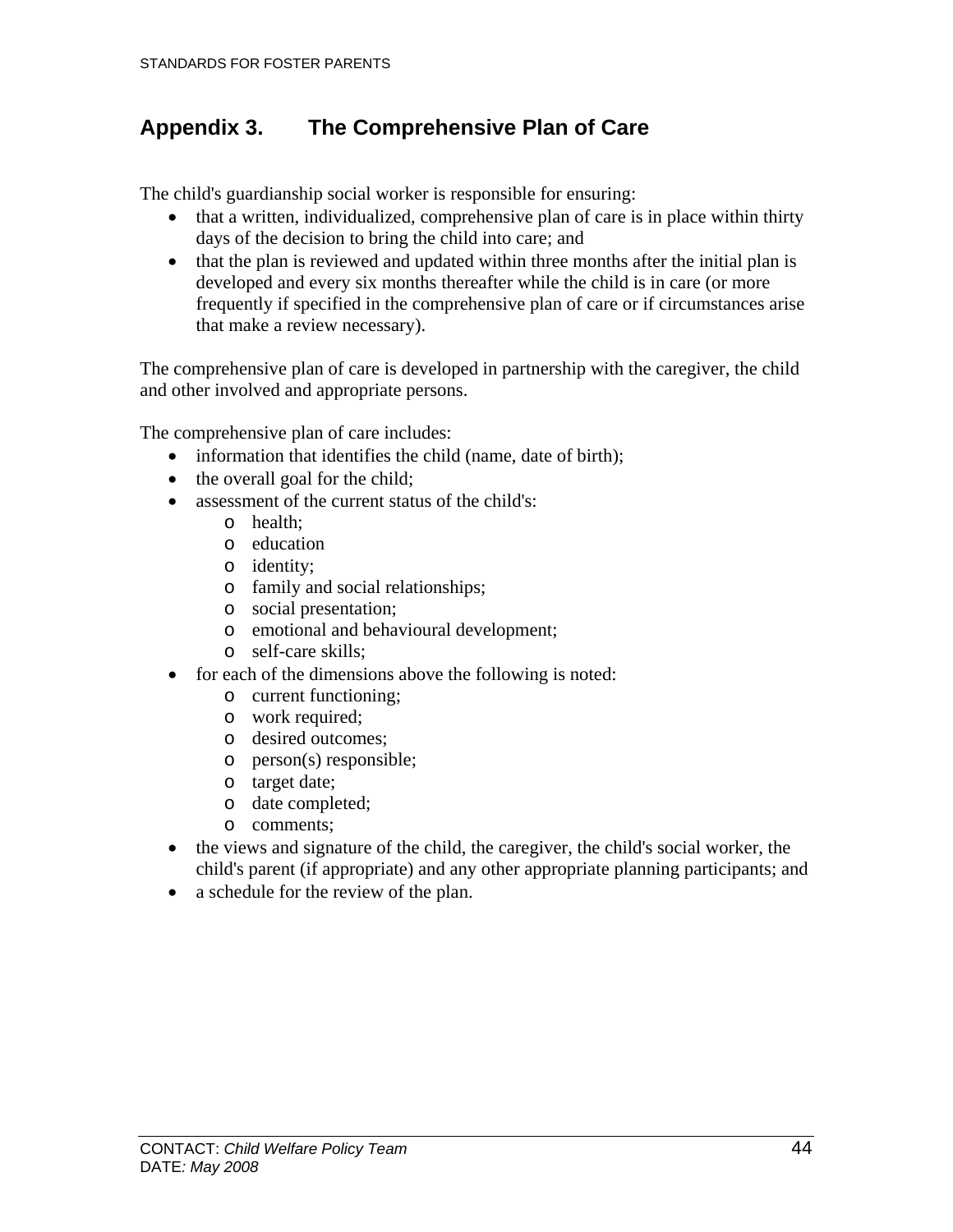## Appendix 3. The Comprehensive Plan of Care

The child's guardianship social worker is responsible for ensuring:

- that a written, individualized, comprehensive plan of care is in place within thirty days of the decision to bring the child into care; and
- that the plan is reviewed and updated within three months after the initial plan is developed and every six months thereafter while the child is in care (or more frequently if specified in the comprehensive plan of care or if circumstances arise that make a review necessary).

The comprehensive plan of care is developed in partnership with the caregiver, the child and other involved and appropriate persons.

The comprehensive plan of care includes:

- information that identifies the child (name, date of birth);
- the overall goal for the child;
- assessment of the current status of the child's:
  - health;
  - education
  - identity;
  - family and social relationships;
  - social presentation;
  - emotional and behavioural development;
  - self-care skills;
- for each of the dimensions above the following is noted:
  - current functioning;
  - work required;
  - desired outcomes;
  - person(s) responsible;
  - target date;
  - date completed;
  - comments;
- the views and signature of the child, the caregiver, the child's social worker, the child's parent (if appropriate) and any other appropriate planning participants; and
- a schedule for the review of the plan.